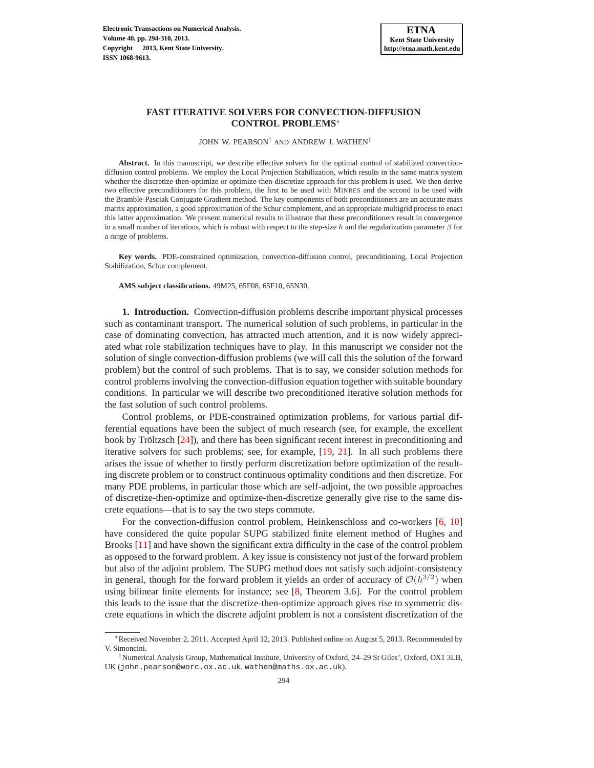# FAST ITERATIVE SOLVERS FOR CONVECTION-DIFFUSION CONTROL PROBLEMS*

JOHN W. PEARSON† AND ANDREW J. WATHEN†

**Abstract.** In this manuscript, we describe effective solvers for the optimal control of stabilized convection-diffusion control problems. We employ the Local Projection Stabilization, which results in the same matrix system whether the discretize-then-optimize or optimize-then-discretize approach for this problem is used. We then derive two effective preconditioners for this problem, the first to be used with MINRES and the second to be used with the Bramble-Pasciak Conjugate Gradient method. The key components of both preconditioners are an accurate mass matrix approximation, a good approximation of the Schur complement, and an appropriate multigrid process to enact this latter approximation. We present numerical results to illustrate that these preconditioners result in convergence in a small number of iterations, which is robust with respect to the step-size $h$ and the regularization parameter $\beta$ for a range of problems.

**Key words.** PDE-constrained optimization, convection-diffusion control, preconditioning, Local Projection Stabilization, Schur complement.

**AMS subject classifications.** 49M25, 65F08, 65F10, 65N30.

## 1. Introduction.

Convection-diffusion problems describe important physical processes such as contaminant transport. The numerical solution of such problems, in particular in the case of dominating convection, has attracted much attention, and it is now widely appreciated what role stabilization techniques have to play. In this manuscript we consider not the solution of single convection-diffusion problems (we will call this the solution of the forward problem) but the control of such problems. That is to say, we consider solution methods for control problems involving the convection-diffusion equation together with suitable boundary conditions. In particular we will describe two preconditioned iterative solution methods for the fast solution of such control problems.

Control problems, or PDE-constrained optimization problems, for various partial differential equations have been the subject of much research (see, for example, the excellent book by Tröltzsch [24]), and there has been significant recent interest in preconditioning and iterative solvers for such problems; see, for example, [19, 21]. In all such problems there arises the issue of whether to firstly perform discretization before optimization of the resulting discrete problem or to construct continuous optimality conditions and then discretize. For many PDE problems, in particular those which are self-adjoint, the two possible approaches of discretize-then-optimize and optimize-then-discretize generally give rise to the same discrete equations—that is to say the two steps commute.

For the convection-diffusion control problem, Heinkenschloss and co-workers [6, 10] have considered the quite popular SUPG stabilized finite element method of Hughes and Brooks [11] and have shown the significant extra difficulty in the case of the control problem as opposed to the forward problem. A key issue is consistency not just of the forward problem but also of the adjoint problem. The SUPG method does not satisfy such adjoint-consistency in general, though for the forward problem it yields an order of accuracy of $\mathcal{O}(h^{3/2})$ when using bilinear finite elements for instance; see [8, Theorem 3.6]. For the control problem this leads to the issue that the discretize-then-optimize approach gives rise to symmetric discrete equations in which the discrete adjoint problem is not a consistent discretization of the

*Received November 2, 2011. Accepted April 12, 2013. Published online on August 5, 2013. Recommended by V. Simoncini.

†Numerical Analysis Group, Mathematical Institute, University of Oxford, 24–29 St Giles', Oxford, OX1 3LB, UK (john.pearson@worc.ox.ac.uk, wathen@maths.ox.ac.uk).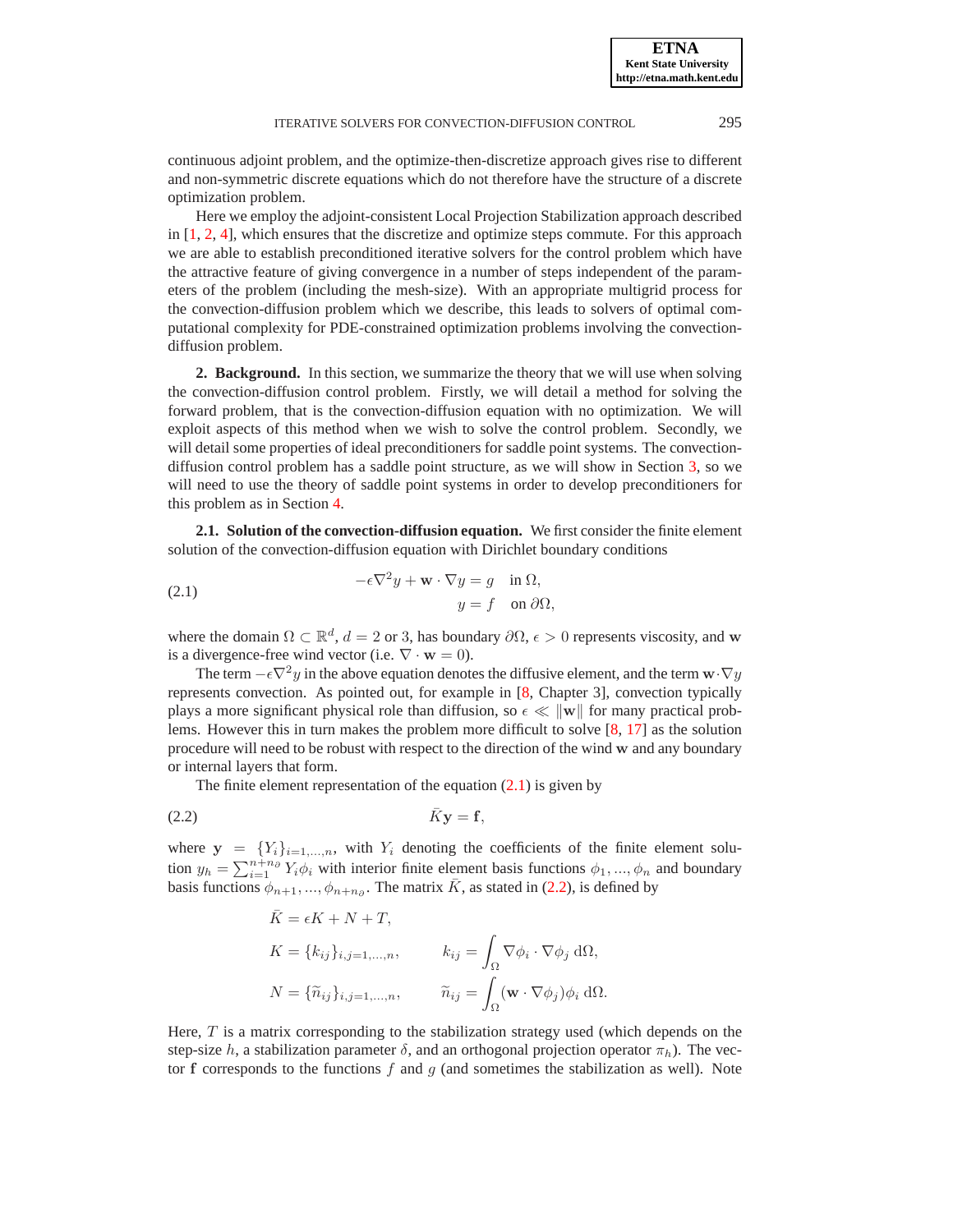continuous adjoint problem, and the optimize-then-discretize approach gives rise to different and non-symmetric discrete equations which do not therefore have the structure of a discrete optimization problem.

Here we employ the adjoint-consistent Local Projection Stabilization approach described in [1, 2, 4], which ensures that the discretize and optimize steps commute. For this approach we are able to establish preconditioned iterative solvers for the control problem which have the attractive feature of giving convergence in a number of steps independent of the parameters of the problem (including the mesh-size). With an appropriate multigrid process for the convection-diffusion problem which we describe, this leads to solvers of optimal computational complexity for PDE-constrained optimization problems involving the convection-diffusion problem.

## 2. Background.

In this section, we summarize the theory that we will use when solving the convection-diffusion control problem. Firstly, we will detail a method for solving the forward problem, that is the convection-diffusion equation with no optimization. We will exploit aspects of this method when we wish to solve the control problem. Secondly, we will detail some properties of ideal preconditioners for saddle point systems. The convection-diffusion control problem has a saddle point structure, as we will show in Section 3, so we will need to use the theory of saddle point systems in order to develop preconditioners for this problem as in Section 4.

### 2.1. Solution of the convection-diffusion equation.

We first consider the finite element solution of the convection-diffusion equation with Dirichlet boundary conditions

$$
\begin{aligned}
-\epsilon\nabla^2 y + \mathbf{w}\cdot\nabla y &= g \quad \text{in } \Omega, \\
y &= f \quad \text{on } \partial\Omega,
\end{aligned} \tag{2.1}
$$

where the domain $\Omega \subset \mathbb{R}^d$, $d = 2$ or 3, has boundary $\partial\Omega$, $\epsilon > 0$ represents viscosity, and $\mathbf{w}$ is a divergence-free wind vector (i.e. $\nabla \cdot \mathbf{w} = 0$).

The term $-\epsilon\nabla^2 y$ in the above equation denotes the diffusive element, and the term $\mathbf{w}\cdot\nabla y$ represents convection. As pointed out, for example in [8, Chapter 3], convection typically plays a more significant physical role than diffusion, so $\epsilon \ll \|\mathbf{w}\|$ for many practical problems. However this in turn makes the problem more difficult to solve [8, 17] as the solution procedure will need to be robust with respect to the direction of the wind $\mathbf{w}$ and any boundary or internal layers that form.

The finite element representation of the equation (2.1) is given by

$$
\bar{K}\mathbf{y} = \mathbf{f}, \tag{2.2}
$$

where $\mathbf{y} = \{Y_i\}_{i=1,\dots,n}$, with $Y_i$ denoting the coefficients of the finite element solution $y_h = \sum_{i=1}^{n+n_\partial} Y_i\phi_i$ with interior finite element basis functions $\phi_1, \dots, \phi_n$ and boundary basis functions $\phi_{n+1}, \dots, \phi_{n+n_\partial}$. The matrix $\bar{K}$, as stated in (2.2), is defined by

$$
\begin{aligned}
\bar{K} &= \epsilon K + N + T, \\
K &= \{k_{ij}\}_{i,j=1,\dots,n}, \qquad k_{ij} = \int_\Omega \nabla\phi_i \cdot \nabla\phi_j \, \mathrm{d}\Omega, \\
N &= \{\widetilde{n}_{ij}\}_{i,j=1,\dots,n}, \qquad \widetilde{n}_{ij} = \int_\Omega (\mathbf{w}\cdot\nabla\phi_j)\phi_i \, \mathrm{d}\Omega.
\end{aligned}
$$

Here, $T$ is a matrix corresponding to the stabilization strategy used (which depends on the step-size $h$, a stabilization parameter $\delta$, and an orthogonal projection operator $\pi_h$). The vector $\mathbf{f}$ corresponds to the functions $f$ and $g$ (and sometimes the stabilization as well). Note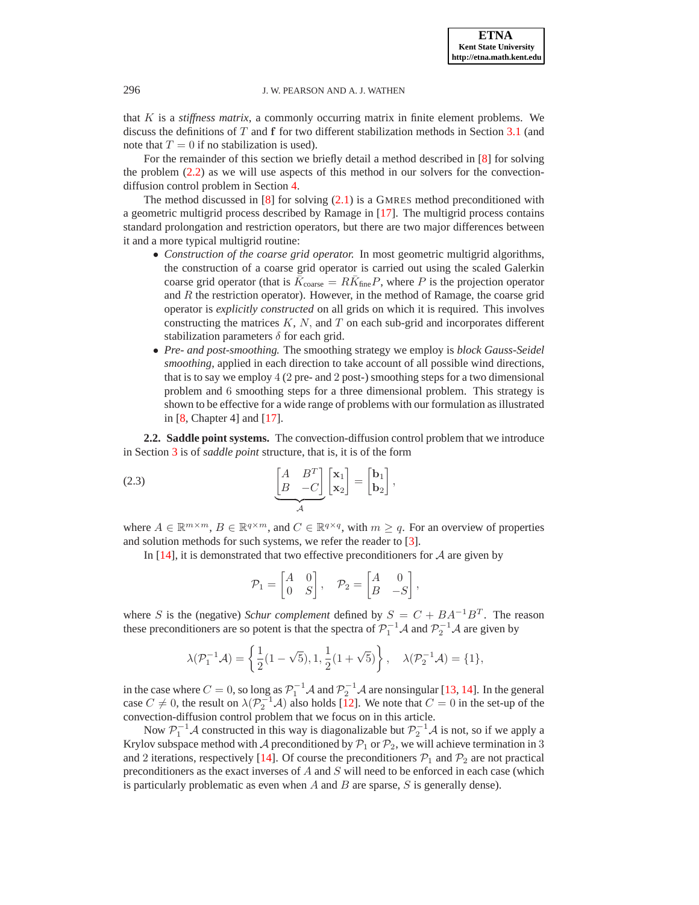that $K$ is a *stiffness matrix*, a commonly occurring matrix in finite element problems. We discuss the definitions of $T$ and $\mathbf{f}$ for two different stabilization methods in Section 3.1 (and note that $T = 0$ if no stabilization is used).

For the remainder of this section we briefly detail a method described in [8] for solving the problem (2.2) as we will use aspects of this method in our solvers for the convection-diffusion control problem in Section 4.

The method discussed in [8] for solving (2.1) is a GMRES method preconditioned with a geometric multigrid process described by Ramage in [17]. The multigrid process contains standard prolongation and restriction operators, but there are two major differences between it and a more typical multigrid routine:

- *Construction of the coarse grid operator.* In most geometric multigrid algorithms, the construction of a coarse grid operator is carried out using the scaled Galerkin coarse grid operator (that is $\bar{K}_{\text{coarse}} = R\bar{K}_{\text{fine}}P$, where $P$ is the projection operator and $R$ the restriction operator). However, in the method of Ramage, the coarse grid operator is *explicitly constructed* on all grids on which it is required. This involves constructing the matrices $K$, $N$, and $T$ on each sub-grid and incorporates different stabilization parameters $\delta$ for each grid.
- *Pre- and post-smoothing.* The smoothing strategy we employ is *block Gauss-Seidel smoothing*, applied in each direction to take account of all possible wind directions, that is to say we employ 4 (2 pre- and 2 post-) smoothing steps for a two dimensional problem and 6 smoothing steps for a three dimensional problem. This strategy is shown to be effective for a wide range of problems with our formulation as illustrated in [8, Chapter 4] and [17].

**2.2. Saddle point systems.** The convection-diffusion control problem that we introduce in Section 3 is of *saddle point* structure, that is, it is of the form

$$\underbrace{\begin{bmatrix} A & B^T \\ B & -C \end{bmatrix}}_{\mathcal{A}} \begin{bmatrix} \mathbf{x}_1 \\ \mathbf{x}_2 \end{bmatrix} = \begin{bmatrix} \mathbf{b}_1 \\ \mathbf{b}_2 \end{bmatrix}, \tag{2.3}$$

where $A \in \mathbb{R}^{m\times m}$, $B \in \mathbb{R}^{q\times m}$, and $C \in \mathbb{R}^{q\times q}$, with $m \geq q$. For an overview of properties and solution methods for such systems, we refer the reader to [3].

In [14], it is demonstrated that two effective preconditioners for $\mathcal{A}$ are given by

$$\mathcal{P}_1 = \begin{bmatrix} A & 0 \\ 0 & S \end{bmatrix}, \quad \mathcal{P}_2 = \begin{bmatrix} A & 0 \\ B & -S \end{bmatrix},$$

where $S$ is the (negative) *Schur complement* defined by $S = C + BA^{-1}B^T$. The reason these preconditioners are so potent is that the spectra of $\mathcal{P}_1^{-1}\mathcal{A}$ and $\mathcal{P}_2^{-1}\mathcal{A}$ are given by

$$\lambda(\mathcal{P}_1^{-1}\mathcal{A}) = \left\{\frac{1}{2}(1-\sqrt{5}), 1, \frac{1}{2}(1+\sqrt{5})\right\}, \quad \lambda(\mathcal{P}_2^{-1}\mathcal{A}) = \{1\},$$

in the case where $C = 0$, so long as $\mathcal{P}_1^{-1}\mathcal{A}$ and $\mathcal{P}_2^{-1}\mathcal{A}$ are nonsingular [13, 14]. In the general case $C \neq 0$, the result on $\lambda(\mathcal{P}_2^{-1}\mathcal{A})$ also holds [12]. We note that $C = 0$ in the set-up of the convection-diffusion control problem that we focus on in this article.

Now $\mathcal{P}_1^{-1}\mathcal{A}$ constructed in this way is diagonalizable but $\mathcal{P}_2^{-1}\mathcal{A}$ is not, so if we apply a Krylov subspace method with $\mathcal{A}$ preconditioned by $\mathcal{P}_1$ or $\mathcal{P}_2$, we will achieve termination in 3 and 2 iterations, respectively [14]. Of course the preconditioners $\mathcal{P}_1$ and $\mathcal{P}_2$ are not practical preconditioners as the exact inverses of $A$ and $S$ will need to be enforced in each case (which is particularly problematic as even when $A$ and $B$ are sparse, $S$ is generally dense).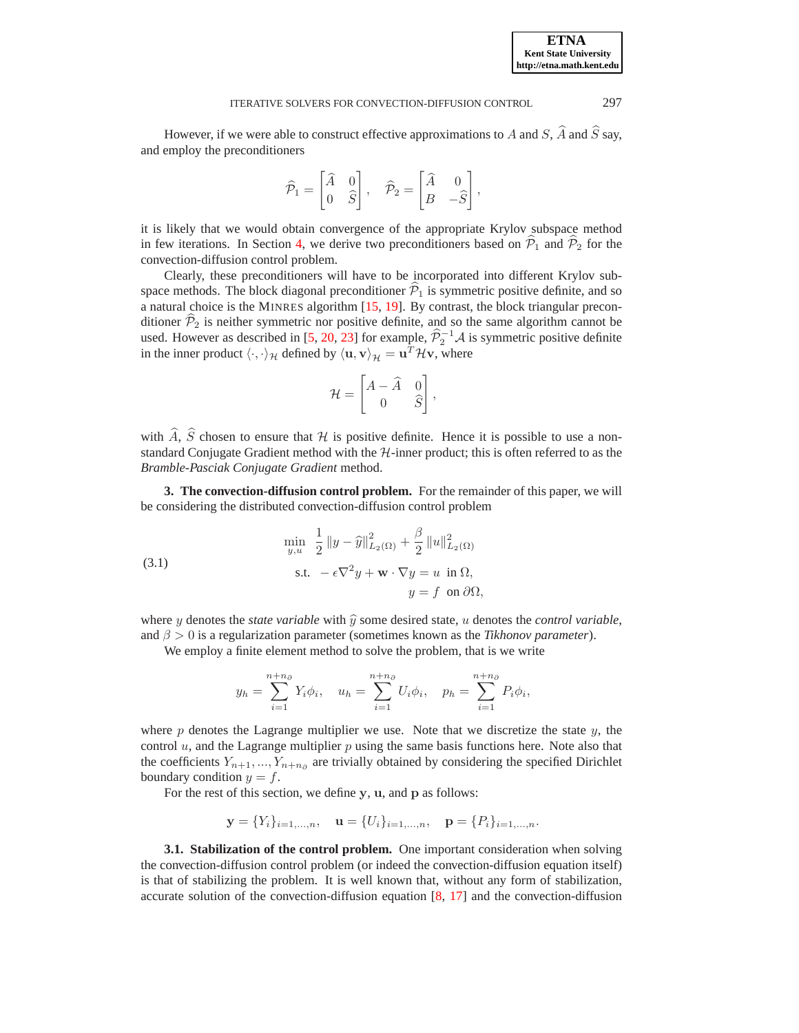However, if we were able to construct effective approximations to $A$ and $S$, $\widehat{A}$ and $\widehat{S}$ say, and employ the preconditioners

$$\widehat{\mathcal{P}}_1 = \begin{bmatrix} \widehat{A} & 0 \\ 0 & \widehat{S} \end{bmatrix}, \quad \widehat{\mathcal{P}}_2 = \begin{bmatrix} \widehat{A} & 0 \\ B & -\widehat{S} \end{bmatrix},$$

it is likely that we would obtain convergence of the appropriate Krylov subspace method in few iterations. In Section 4, we derive two preconditioners based on $\widehat{\mathcal{P}}_1$ and $\widehat{\mathcal{P}}_2$ for the convection-diffusion control problem.

Clearly, these preconditioners will have to be incorporated into different Krylov subspace methods. The block diagonal preconditioner $\widehat{\mathcal{P}}_1$ is symmetric positive definite, and so a natural choice is the MINRES algorithm [15, 19]. By contrast, the block triangular preconditioner $\widehat{\mathcal{P}}_2$ is neither symmetric nor positive definite, and so the same algorithm cannot be used. However as described in [5, 20, 23] for example, $\widehat{\mathcal{P}}_2^{-1}\mathcal{A}$ is symmetric positive definite in the inner product $\langle \cdot, \cdot \rangle_{\mathcal{H}}$ defined by $\langle \mathbf{u}, \mathbf{v} \rangle_{\mathcal{H}} = \mathbf{u}^T \mathcal{H} \mathbf{v}$, where

$$\mathcal{H} = \begin{bmatrix} A - \widehat{A} & 0 \\ 0 & \widehat{S} \end{bmatrix},$$

with $\widehat{A}$, $\widehat{S}$ chosen to ensure that $\mathcal{H}$ is positive definite. Hence it is possible to use a non-standard Conjugate Gradient method with the $\mathcal{H}$-inner product; this is often referred to as the *Bramble-Pasciak Conjugate Gradient* method.

**3. The convection-diffusion control problem.** For the remainder of this paper, we will be considering the distributed convection-diffusion control problem

$$\begin{aligned} \min_{y,u} \quad & \frac{1}{2} \|y - \widehat{y}\|^2_{L_2(\Omega)} + \frac{\beta}{2} \|u\|^2_{L_2(\Omega)} \\ \text{s.t.} \quad & -\epsilon \nabla^2 y + \mathbf{w} \cdot \nabla y = u \quad \text{in } \Omega, \\ & y = f \quad \text{on } \partial\Omega, \end{aligned} \tag{3.1}$$

where $y$ denotes the *state variable* with $\widehat{y}$ some desired state, $u$ denotes the *control variable*, and $\beta > 0$ is a regularization parameter (sometimes known as the *Tikhonov parameter*).

We employ a finite element method to solve the problem, that is we write

$$y_h = \sum_{i=1}^{n+n_\partial} Y_i \phi_i, \quad u_h = \sum_{i=1}^{n+n_\partial} U_i \phi_i, \quad p_h = \sum_{i=1}^{n+n_\partial} P_i \phi_i,$$

where $p$ denotes the Lagrange multiplier we use. Note that we discretize the state $y$, the control $u$, and the Lagrange multiplier $p$ using the same basis functions here. Note also that the coefficients $Y_{n+1}, ..., Y_{n+n_\partial}$ are trivially obtained by considering the specified Dirichlet boundary condition $y = f$.

For the rest of this section, we define $\mathbf{y}$, $\mathbf{u}$, and $\mathbf{p}$ as follows:

$$\mathbf{y} = \{Y_i\}_{i=1,...,n}, \quad \mathbf{u} = \{U_i\}_{i=1,...,n}, \quad \mathbf{p} = \{P_i\}_{i=1,...,n}.$$

**3.1. Stabilization of the control problem.** One important consideration when solving the convection-diffusion control problem (or indeed the convection-diffusion equation itself) is that of stabilizing the problem. It is well known that, without any form of stabilization, accurate solution of the convection-diffusion equation [8, 17] and the convection-diffusion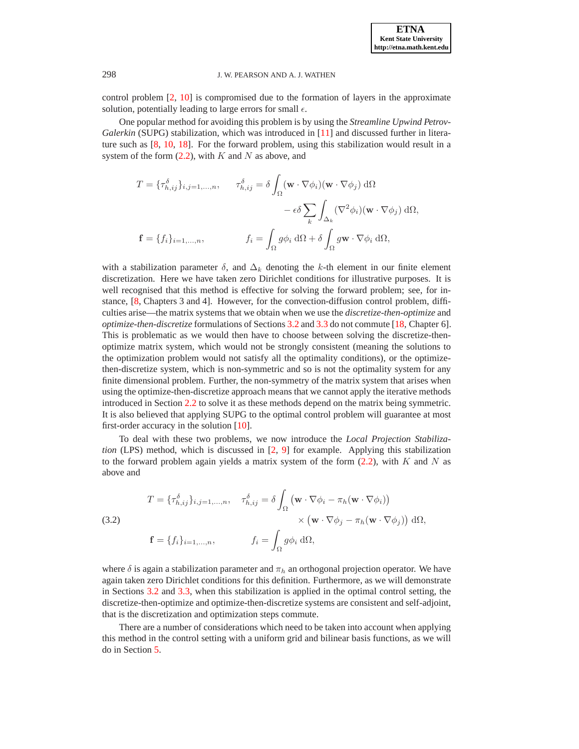control problem [2, 10] is compromised due to the formation of layers in the approximate solution, potentially leading to large errors for small $\epsilon$.

One popular method for avoiding this problem is by using the *Streamline Upwind Petrov-Galerkin* (SUPG) stabilization, which was introduced in [11] and discussed further in literature such as [8, 10, 18]. For the forward problem, using this stabilization would result in a system of the form (2.2), with $K$ and $N$ as above, and

$$
\begin{aligned}
T = \{\tau^{\delta}_{h,ij}\}_{i,j=1,\ldots,n}, \qquad \tau^{\delta}_{h,ij} &= \delta \int_{\Omega} (\mathbf{w}\cdot\nabla\phi_i)(\mathbf{w}\cdot\nabla\phi_j)\ \mathrm{d}\Omega \\
&\quad - \epsilon\delta \sum_k \int_{\Delta_k} (\nabla^2\phi_i)(\mathbf{w}\cdot\nabla\phi_j)\ \mathrm{d}\Omega, \\
\mathbf{f} = \{f_i\}_{i=1,\ldots,n}, \qquad f_i &= \int_{\Omega} g\phi_i\ \mathrm{d}\Omega + \delta\int_{\Omega} g\mathbf{w}\cdot\nabla\phi_i\ \mathrm{d}\Omega,
\end{aligned}
$$

with a stabilization parameter $\delta$, and $\Delta_k$ denoting the $k$-th element in our finite element discretization. Here we have taken zero Dirichlet conditions for illustrative purposes. It is well recognised that this method is effective for solving the forward problem; see, for instance, [8, Chapters 3 and 4]. However, for the convection-diffusion control problem, difficulties arise—the matrix systems that we obtain when we use the *discretize-then-optimize* and *optimize-then-discretize* formulations of Sections 3.2 and 3.3 do not commute [18, Chapter 6]. This is problematic as we would then have to choose between solving the discretize-then-optimize matrix system, which would not be strongly consistent (meaning the solutions to the optimization problem would not satisfy all the optimality conditions), or the optimize-then-discretize system, which is non-symmetric and so is not the optimality system for any finite dimensional problem. Further, the non-symmetry of the matrix system that arises when using the optimize-then-discretize approach means that we cannot apply the iterative methods introduced in Section 2.2 to solve it as these methods depend on the matrix being symmetric. It is also believed that applying SUPG to the optimal control problem will guarantee at most first-order accuracy in the solution [10].

To deal with these two problems, we now introduce the *Local Projection Stabilization* (LPS) method, which is discussed in [2, 9] for example. Applying this stabilization to the forward problem again yields a matrix system of the form (2.2), with $K$ and $N$ as above and

$$
\begin{aligned}
T = \{\tau^{\delta}_{h,ij}\}_{i,j=1,\ldots,n}, \quad \tau^{\delta}_{h,ij} &= \delta\int_{\Omega} \big(\mathbf{w}\cdot\nabla\phi_i - \pi_h(\mathbf{w}\cdot\nabla\phi_i)\big) \\
&\qquad \times \big(\mathbf{w}\cdot\nabla\phi_j - \pi_h(\mathbf{w}\cdot\nabla\phi_j)\big)\ \mathrm{d}\Omega, \\
\mathbf{f} = \{f_i\}_{i=1,\ldots,n}, \qquad f_i &= \int_{\Omega} g\phi_i\ \mathrm{d}\Omega,
\end{aligned}
\tag{3.2}
$$

where $\delta$ is again a stabilization parameter and $\pi_h$ an orthogonal projection operator. We have again taken zero Dirichlet conditions for this definition. Furthermore, as we will demonstrate in Sections 3.2 and 3.3, when this stabilization is applied in the optimal control setting, the discretize-then-optimize and optimize-then-discretize systems are consistent and self-adjoint, that is the discretization and optimization steps commute.

There are a number of considerations which need to be taken into account when applying this method in the control setting with a uniform grid and bilinear basis functions, as we will do in Section 5.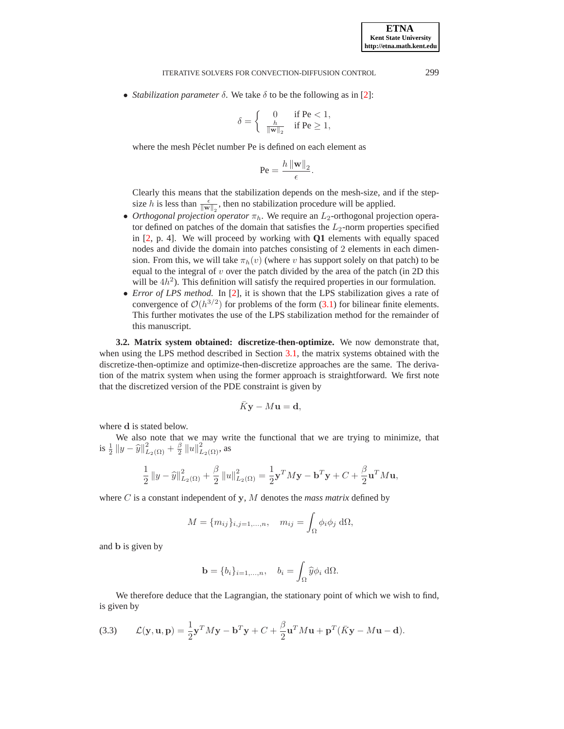- *Stabilization parameter* $\delta$. We take $\delta$ to be the following as in [2]:

$$\delta = \begin{cases} 0 & \text{if Pe} < 1, \\ \frac{h}{\|\mathbf{w}\|_2} & \text{if Pe} \geq 1, \end{cases}$$

  where the mesh Péclet number Pe is defined on each element as

$$\text{Pe} = \frac{h \|\mathbf{w}\|_2}{\epsilon}.$$

  Clearly this means that the stabilization depends on the mesh-size, and if the step-size $h$ is less than $\frac{\epsilon}{\|\mathbf{w}\|_2}$, then no stabilization procedure will be applied.
- *Orthogonal projection operator* $\pi_h$. We require an $L_2$-orthogonal projection operator defined on patches of the domain that satisfies the $L_2$-norm properties specified in [2, p. 4]. We will proceed by working with **Q1** elements with equally spaced nodes and divide the domain into patches consisting of 2 elements in each dimension. From this, we will take $\pi_h(v)$ (where $v$ has support solely on that patch) to be equal to the integral of $v$ over the patch divided by the area of the patch (in 2D this will be $4h^2$). This definition will satisfy the required properties in our formulation.
- *Error of LPS method.* In [2], it is shown that the LPS stabilization gives a rate of convergence of $\mathcal{O}(h^{3/2})$ for problems of the form (3.1) for bilinear finite elements. This further motivates the use of the LPS stabilization method for the remainder of this manuscript.

**3.2. Matrix system obtained: discretize-then-optimize.** We now demonstrate that, when using the LPS method described in Section 3.1, the matrix systems obtained with the discretize-then-optimize and optimize-then-discretize approaches are the same. The derivation of the matrix system when using the former approach is straightforward. We first note that the discretized version of the PDE constraint is given by

$$\bar{K}\mathbf{y} - M\mathbf{u} = \mathbf{d},$$

where $\mathbf{d}$ is stated below.

We also note that we may write the functional that we are trying to minimize, that is $\frac{1}{2}\|y - \widehat{y}\|^2_{L_2(\Omega)} + \frac{\beta}{2}\|u\|^2_{L_2(\Omega)}$, as

$$\frac{1}{2}\|y - \widehat{y}\|^2_{L_2(\Omega)} + \frac{\beta}{2}\|u\|^2_{L_2(\Omega)} = \frac{1}{2}\mathbf{y}^T M \mathbf{y} - \mathbf{b}^T\mathbf{y} + C + \frac{\beta}{2}\mathbf{u}^T M \mathbf{u},$$

where $C$ is a constant independent of $\mathbf{y}$, $M$ denotes the *mass matrix* defined by

$$M = \{m_{ij}\}_{i,j=1,\ldots,n}, \quad m_{ij} = \int_\Omega \phi_i \phi_j \, \mathrm{d}\Omega,$$

and $\mathbf{b}$ is given by

$$\mathbf{b} = \{b_i\}_{i=1,\ldots,n}, \quad b_i = \int_\Omega \widehat{y}\phi_i \, \mathrm{d}\Omega.$$

We therefore deduce that the Lagrangian, the stationary point of which we wish to find, is given by

$$\mathcal{L}(\mathbf{y}, \mathbf{u}, \mathbf{p}) = \frac{1}{2}\mathbf{y}^T M \mathbf{y} - \mathbf{b}^T\mathbf{y} + C + \frac{\beta}{2}\mathbf{u}^T M \mathbf{u} + \mathbf{p}^T(\bar{K}\mathbf{y} - M\mathbf{u} - \mathbf{d}). \tag{3.3}$$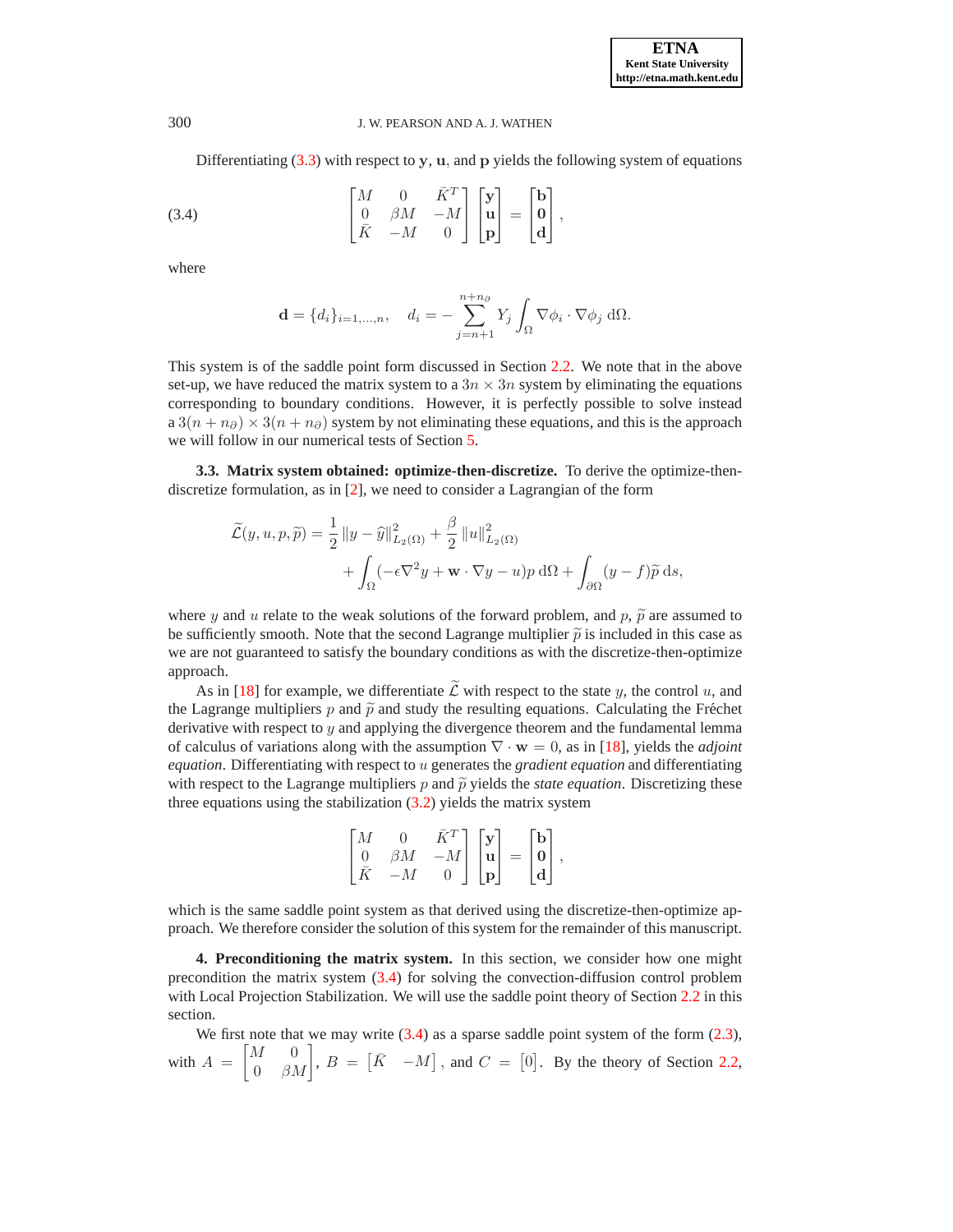Differentiating (3.3) with respect to $\mathbf{y}$, $\mathbf{u}$, and $\mathbf{p}$ yields the following system of equations

$$
\begin{bmatrix} M & 0 & \bar{K}^T \\ 0 & \beta M & -M \\ \bar{K} & -M & 0 \end{bmatrix} \begin{bmatrix} \mathbf{y} \\ \mathbf{u} \\ \mathbf{p} \end{bmatrix} = \begin{bmatrix} \mathbf{b} \\ \mathbf{0} \\ \mathbf{d} \end{bmatrix}, \tag{3.4}
$$

where

$$
\mathbf{d} = \{d_i\}_{i=1,\ldots,n}, \quad d_i = -\sum_{j=n+1}^{n+n_\partial} Y_j \int_\Omega \nabla \phi_i \cdot \nabla \phi_j \, \mathrm{d}\Omega.
$$

This system is of the saddle point form discussed in Section 2.2. We note that in the above set-up, we have reduced the matrix system to a $3n \times 3n$ system by eliminating the equations corresponding to boundary conditions. However, it is perfectly possible to solve instead a $3(n + n_\partial) \times 3(n + n_\partial)$ system by not eliminating these equations, and this is the approach we will follow in our numerical tests of Section 5.

**3.3. Matrix system obtained: optimize-then-discretize.** To derive the optimize-then-discretize formulation, as in [2], we need to consider a Lagrangian of the form

$$
\begin{aligned}
\widetilde{\mathcal{L}}(y, u, p, \widetilde{p}) = \frac{1}{2} \|y - \widehat{y}\|^2_{L_2(\Omega)} + \frac{\beta}{2} \|u\|^2_{L_2(\Omega)} \\
+ \int_\Omega (-\epsilon \nabla^2 y + \mathbf{w} \cdot \nabla y - u) p \, \mathrm{d}\Omega + \int_{\partial\Omega} (y - f)\widetilde{p} \, \mathrm{d}s,
\end{aligned}
$$

where $y$ and $u$ relate to the weak solutions of the forward problem, and $p$, $\widetilde{p}$ are assumed to be sufficiently smooth. Note that the second Lagrange multiplier $\widetilde{p}$ is included in this case as we are not guaranteed to satisfy the boundary conditions as with the discretize-then-optimize approach.

As in [18] for example, we differentiate $\widetilde{\mathcal{L}}$ with respect to the state $y$, the control $u$, and the Lagrange multipliers $p$ and $\widetilde{p}$ and study the resulting equations. Calculating the Fréchet derivative with respect to $y$ and applying the divergence theorem and the fundamental lemma of calculus of variations along with the assumption $\nabla \cdot \mathbf{w} = 0$, as in [18], yields the *adjoint equation*. Differentiating with respect to $u$ generates the *gradient equation* and differentiating with respect to the Lagrange multipliers $p$ and $\widetilde{p}$ yields the *state equation*. Discretizing these three equations using the stabilization (3.2) yields the matrix system

$$
\begin{bmatrix} M & 0 & \bar{K}^T \\ 0 & \beta M & -M \\ \bar{K} & -M & 0 \end{bmatrix} \begin{bmatrix} \mathbf{y} \\ \mathbf{u} \\ \mathbf{p} \end{bmatrix} = \begin{bmatrix} \mathbf{b} \\ \mathbf{0} \\ \mathbf{d} \end{bmatrix},
$$

which is the same saddle point system as that derived using the discretize-then-optimize approach. We therefore consider the solution of this system for the remainder of this manuscript.

## 4. Preconditioning the matrix system.

In this section, we consider how one might precondition the matrix system (3.4) for solving the convection-diffusion control problem with Local Projection Stabilization. We will use the saddle point theory of Section 2.2 in this section.

We first note that we may write (3.4) as a sparse saddle point system of the form (2.3), with $A = \begin{bmatrix} M & 0 \\ 0 & \beta M \end{bmatrix}$, $B = \begin{bmatrix} \bar{K} & -M \end{bmatrix}$, and $C = \begin{bmatrix} 0 \end{bmatrix}$. By the theory of Section 2.2,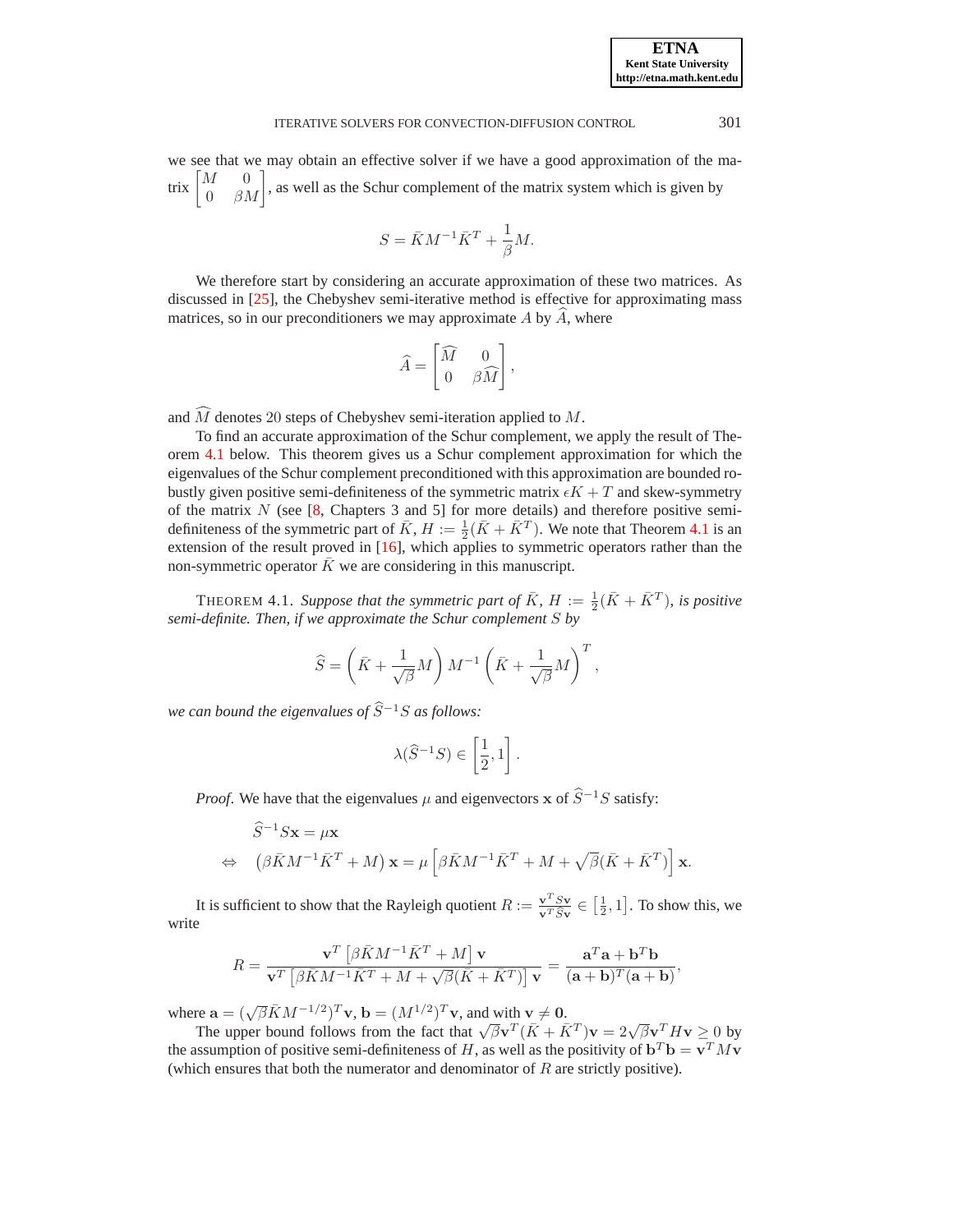we see that we may obtain an effective solver if we have a good approximation of the matrix $\begin{bmatrix} M & 0 \\ 0 & \beta M \end{bmatrix}$, as well as the Schur complement of the matrix system which is given by

$$S = \bar{K} M^{-1} \bar{K}^T + \frac{1}{\beta} M.$$

We therefore start by considering an accurate approximation of these two matrices. As discussed in [25], the Chebyshev semi-iterative method is effective for approximating mass matrices, so in our preconditioners we may approximate $A$ by $\widehat{A}$, where

$$\widehat{A} = \begin{bmatrix} \widehat{M} & 0 \\ 0 & \beta \widehat{M} \end{bmatrix},$$

and $\widehat{M}$ denotes 20 steps of Chebyshev semi-iteration applied to $M$.

To find an accurate approximation of the Schur complement, we apply the result of Theorem 4.1 below. This theorem gives us a Schur complement approximation for which the eigenvalues of the Schur complement preconditioned with this approximation are bounded robustly given positive semi-definiteness of the symmetric matrix $\epsilon K + T$ and skew-symmetry of the matrix $N$ (see [8, Chapters 3 and 5] for more details) and therefore positive semi-definiteness of the symmetric part of $\bar{K}$, $H := \frac{1}{2}(\bar{K} + \bar{K}^T)$. We note that Theorem 4.1 is an extension of the result proved in [16], which applies to symmetric operators rather than the non-symmetric operator $\bar{K}$ we are considering in this manuscript.

THEOREM 4.1. *Suppose that the symmetric part of $\bar{K}$, $H := \frac{1}{2}(\bar{K} + \bar{K}^T)$, is positive semi-definite. Then, if we approximate the Schur complement $S$ by*

$$\widehat{S} = \left( \bar{K} + \frac{1}{\sqrt{\beta}} M \right) M^{-1} \left( \bar{K} + \frac{1}{\sqrt{\beta}} M \right)^T,$$

*we can bound the eigenvalues of $\widehat{S}^{-1} S$ as follows:*

$$\lambda(\widehat{S}^{-1} S) \in \left[ \frac{1}{2}, 1 \right].$$

*Proof.* We have that the eigenvalues $\mu$ and eigenvectors $\mathbf{x}$ of $\widehat{S}^{-1} S$ satisfy:

$$\widehat{S}^{-1} S \mathbf{x} = \mu \mathbf{x}$$

$$\Leftrightarrow \quad \left( \beta \bar{K} M^{-1} \bar{K}^T + M \right) \mathbf{x} = \mu \left[ \beta \bar{K} M^{-1} \bar{K}^T + M + \sqrt{\beta} (\bar{K} + \bar{K}^T) \right] \mathbf{x}.$$

It is sufficient to show that the Rayleigh quotient $R := \frac{\mathbf{v}^T S \mathbf{v}}{\mathbf{v}^T \widehat{S} \mathbf{v}} \in \left[ \frac{1}{2}, 1 \right]$. To show this, we write

$$R = \frac{\mathbf{v}^T \left[ \beta \bar{K} M^{-1} \bar{K}^T + M \right] \mathbf{v}}{\mathbf{v}^T \left[ \beta \bar{K} M^{-1} \bar{K}^T + M + \sqrt{\beta} (\bar{K} + \bar{K}^T) \right] \mathbf{v}} = \frac{\mathbf{a}^T \mathbf{a} + \mathbf{b}^T \mathbf{b}}{(\mathbf{a} + \mathbf{b})^T (\mathbf{a} + \mathbf{b})},$$

where $\mathbf{a} = (\sqrt{\beta} \bar{K} M^{-1/2})^T \mathbf{v}$, $\mathbf{b} = (M^{1/2})^T \mathbf{v}$, and with $\mathbf{v} \neq \mathbf{0}$.

The upper bound follows from the fact that $\sqrt{\beta} \mathbf{v}^T (\bar{K} + \bar{K}^T) \mathbf{v} = 2\sqrt{\beta} \mathbf{v}^T H \mathbf{v} \geq 0$ by the assumption of positive semi-definiteness of $H$, as well as the positivity of $\mathbf{b}^T \mathbf{b} = \mathbf{v}^T M \mathbf{v}$ (which ensures that both the numerator and denominator of $R$ are strictly positive).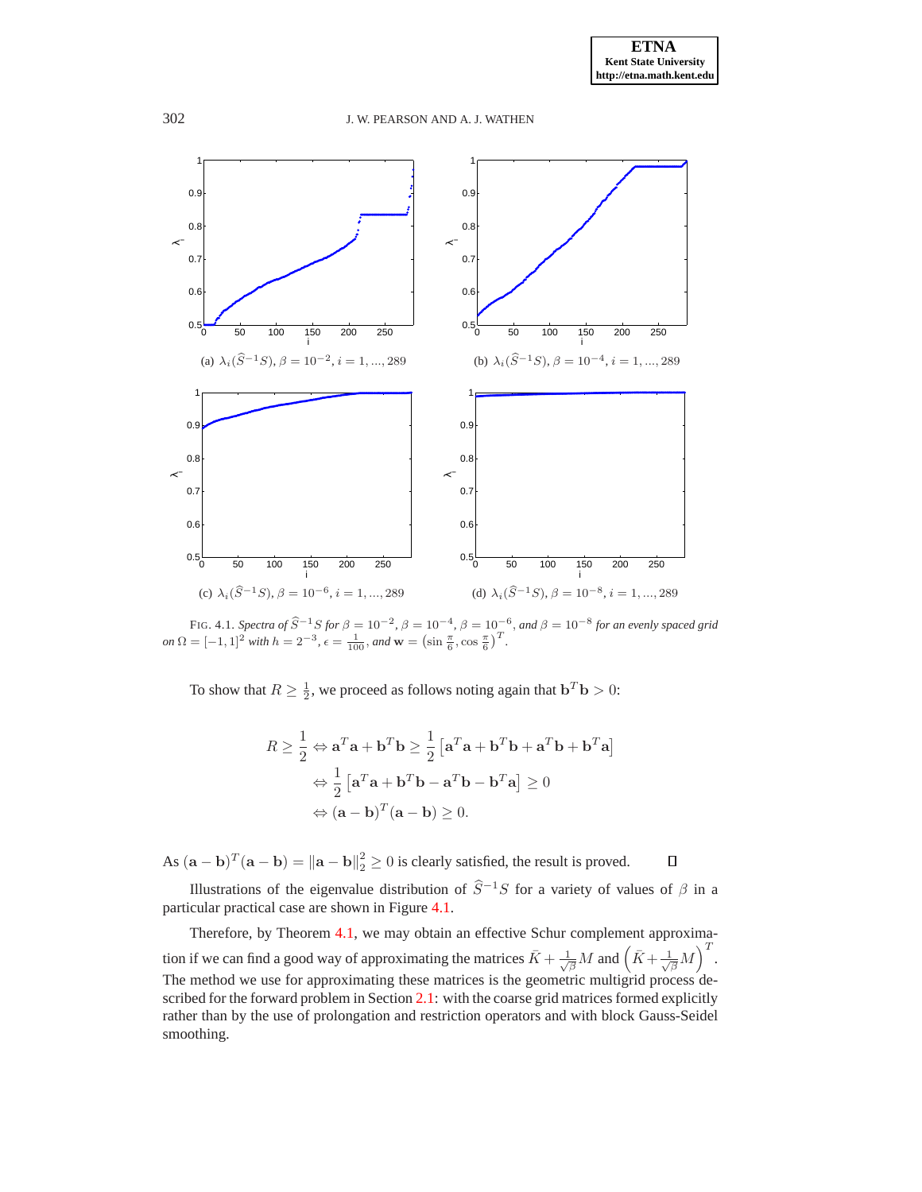(a) $\lambda_i(\widehat{S}^{-1}S)$, $\beta = 10^{-2}$, $i = 1, ..., 289$

(b) $\lambda_i(\widehat{S}^{-1}S)$, $\beta = 10^{-4}$, $i = 1, ..., 289$

(c) $\lambda_i(\widehat{S}^{-1}S)$, $\beta = 10^{-6}$, $i = 1, ..., 289$

(d) $\lambda_i(\widehat{S}^{-1}S)$, $\beta = 10^{-8}$, $i = 1, ..., 289$

FIG. 4.1. *Spectra of* $\widehat{S}^{-1}S$ *for* $\beta = 10^{-2}$, $\beta = 10^{-4}$, $\beta = 10^{-6}$, *and* $\beta = 10^{-8}$ *for an evenly spaced grid on* $\Omega = [-1, 1]^2$ *with* $h = 2^{-3}$, $\epsilon = \frac{1}{100}$, *and* $\mathbf{w} = \left(\sin\frac{\pi}{6}, \cos\frac{\pi}{6}\right)^T$.

To show that $R \geq \frac{1}{2}$, we proceed as follows noting again that $\mathbf{b}^T\mathbf{b} > 0$:

$$
\begin{aligned}
R \geq \frac{1}{2} &\Leftrightarrow \mathbf{a}^T\mathbf{a} + \mathbf{b}^T\mathbf{b} \geq \frac{1}{2}\left[\mathbf{a}^T\mathbf{a} + \mathbf{b}^T\mathbf{b} + \mathbf{a}^T\mathbf{b} + \mathbf{b}^T\mathbf{a}\right] \\
&\Leftrightarrow \frac{1}{2}\left[\mathbf{a}^T\mathbf{a} + \mathbf{b}^T\mathbf{b} - \mathbf{a}^T\mathbf{b} - \mathbf{b}^T\mathbf{a}\right] \geq 0 \\
&\Leftrightarrow (\mathbf{a} - \mathbf{b})^T(\mathbf{a} - \mathbf{b}) \geq 0.
\end{aligned}
$$

As $(\mathbf{a} - \mathbf{b})^T(\mathbf{a} - \mathbf{b}) = \|\mathbf{a} - \mathbf{b}\|_2^2 \geq 0$ is clearly satisfied, the result is proved. ∎

Illustrations of the eigenvalue distribution of $\widehat{S}^{-1}S$ for a variety of values of $\beta$ in a particular practical case are shown in Figure 4.1.

Therefore, by Theorem 4.1, we may obtain an effective Schur complement approximation if we can find a good way of approximating the matrices $\bar{K} + \frac{1}{\sqrt{\beta}}M$ and $\left(\bar{K} + \frac{1}{\sqrt{\beta}}M\right)^T$. The method we use for approximating these matrices is the geometric multigrid process described for the forward problem in Section 2.1: with the coarse grid matrices formed explicitly rather than by the use of prolongation and restriction operators and with block Gauss-Seidel smoothing.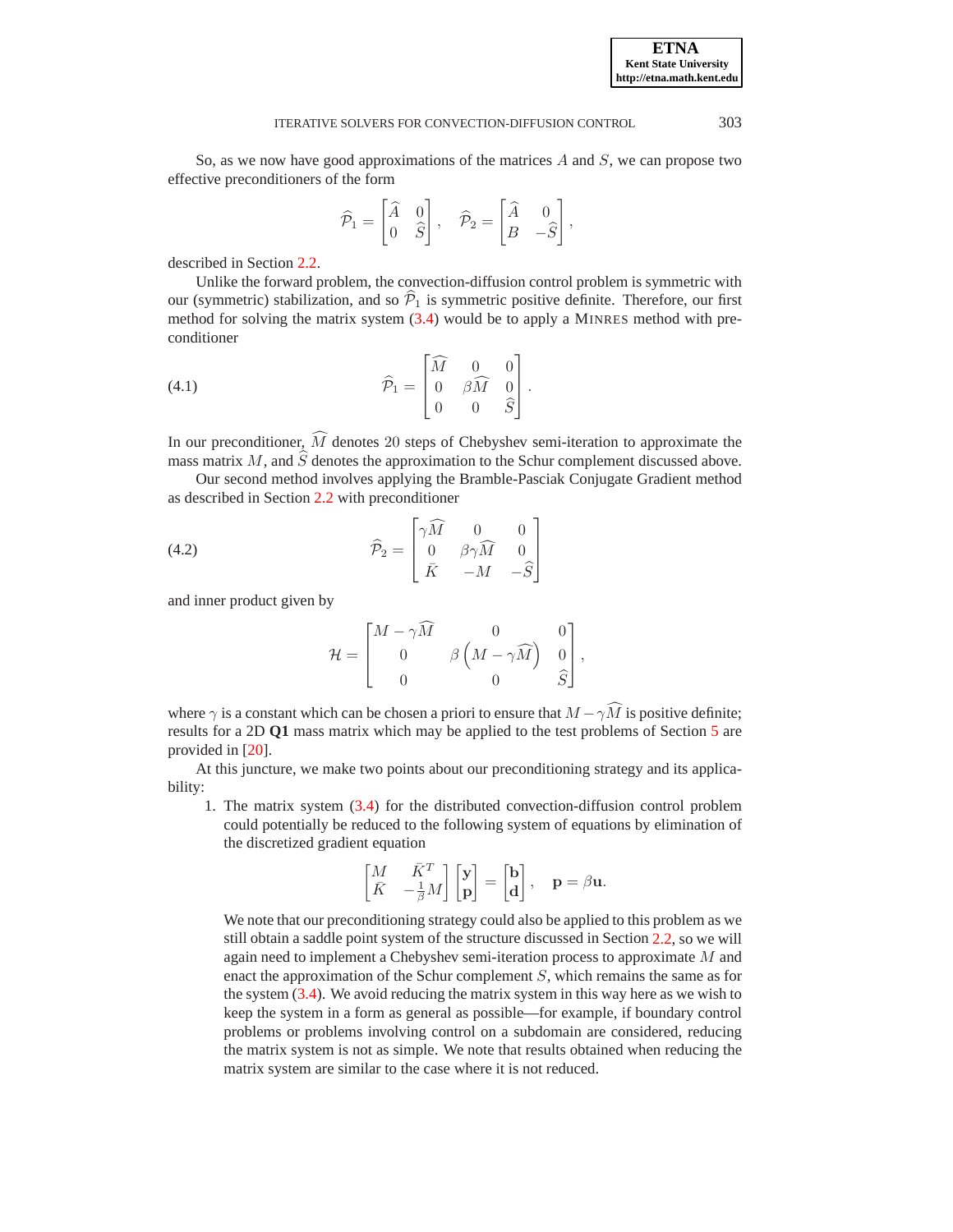So, as we now have good approximations of the matrices $A$ and $S$, we can propose two effective preconditioners of the form

$$\widehat{\mathcal{P}}_1 = \begin{bmatrix} \widehat{A} & 0 \\ 0 & \widehat{S} \end{bmatrix}, \quad \widehat{\mathcal{P}}_2 = \begin{bmatrix} \widehat{A} & 0 \\ B & -\widehat{S} \end{bmatrix},$$

described in Section 2.2.

Unlike the forward problem, the convection-diffusion control problem is symmetric with our (symmetric) stabilization, and so $\widehat{\mathcal{P}}_1$ is symmetric positive definite. Therefore, our first method for solving the matrix system (3.4) would be to apply a MINRES method with preconditioner

$$\widehat{\mathcal{P}}_1 = \begin{bmatrix} \widehat{M} & 0 & 0 \\ 0 & \beta\widehat{M} & 0 \\ 0 & 0 & \widehat{S} \end{bmatrix}. \tag{4.1}$$

In our preconditioner, $\widehat{M}$ denotes 20 steps of Chebyshev semi-iteration to approximate the mass matrix $M$, and $\widehat{S}$ denotes the approximation to the Schur complement discussed above.

Our second method involves applying the Bramble-Pasciak Conjugate Gradient method as described in Section 2.2 with preconditioner

$$\widehat{\mathcal{P}}_2 = \begin{bmatrix} \gamma\widehat{M} & 0 & 0 \\ 0 & \beta\gamma\widehat{M} & 0 \\ \bar{K} & -M & -\widehat{S} \end{bmatrix} \tag{4.2}$$

and inner product given by

$$\mathcal{H} = \begin{bmatrix} M - \gamma\widehat{M} & 0 & 0 \\ 0 & \beta\left(M - \gamma\widehat{M}\right) & 0 \\ 0 & 0 & \widehat{S} \end{bmatrix},$$

where $\gamma$ is a constant which can be chosen a priori to ensure that $M - \gamma\widehat{M}$ is positive definite; results for a 2D **Q1** mass matrix which may be applied to the test problems of Section 5 are provided in [20].

At this juncture, we make two points about our preconditioning strategy and its applicability:

1. The matrix system (3.4) for the distributed convection-diffusion control problem could potentially be reduced to the following system of equations by elimination of the discretized gradient equation

   $$\begin{bmatrix} M & \bar{K}^T \\ \bar{K} & -\frac{1}{\beta}M \end{bmatrix} \begin{bmatrix} \mathbf{y} \\ \mathbf{p} \end{bmatrix} = \begin{bmatrix} \mathbf{b} \\ \mathbf{d} \end{bmatrix}, \quad \mathbf{p} = \beta\mathbf{u}.$$

   We note that our preconditioning strategy could also be applied to this problem as we still obtain a saddle point system of the structure discussed in Section 2.2, so we will again need to implement a Chebyshev semi-iteration process to approximate $M$ and enact the approximation of the Schur complement $S$, which remains the same as for the system (3.4). We avoid reducing the matrix system in this way here as we wish to keep the system in a form as general as possible—for example, if boundary control problems or problems involving control on a subdomain are considered, reducing the matrix system is not as simple. We note that results obtained when reducing the matrix system are similar to the case where it is not reduced.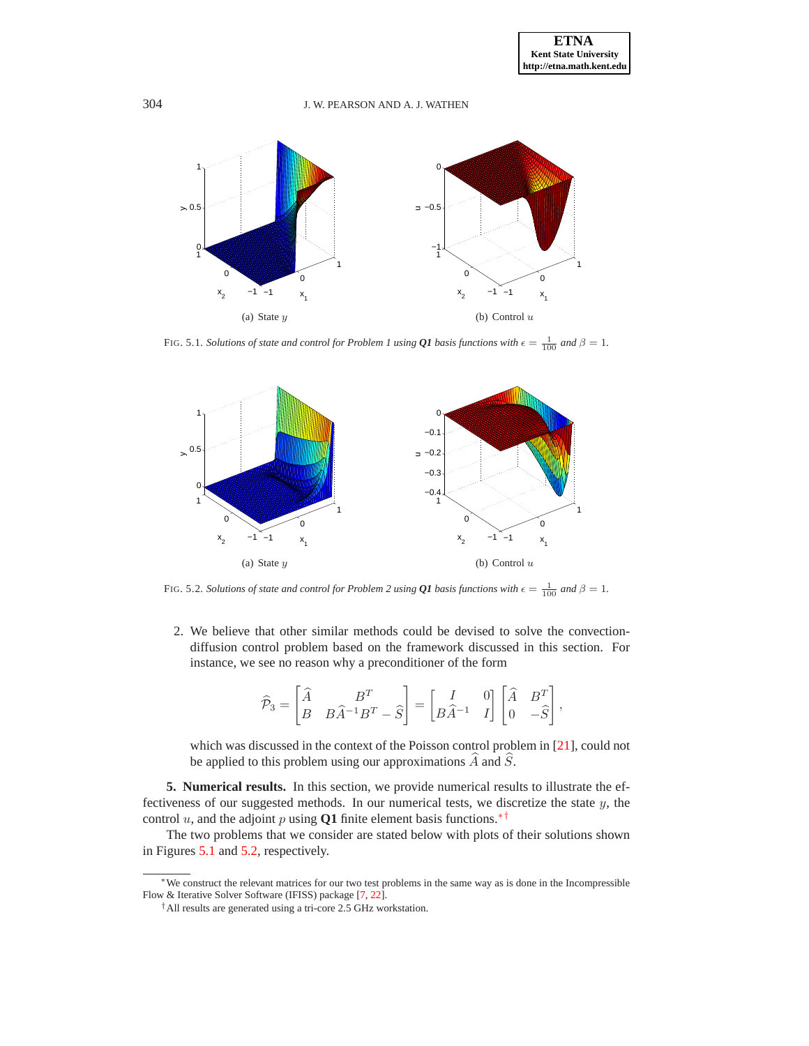(a) State $y$

(b) Control $u$

FIG. 5.1. *Solutions of state and control for Problem 1 using **Q1** basis functions with* $\epsilon = \frac{1}{100}$ *and* $\beta = 1$.

(a) State $y$

(b) Control $u$

FIG. 5.2. *Solutions of state and control for Problem 2 using **Q1** basis functions with* $\epsilon = \frac{1}{100}$ *and* $\beta = 1$.

2. We believe that other similar methods could be devised to solve the convection-diffusion control problem based on the framework discussed in this section. For instance, we see no reason why a preconditioner of the form

$$\widehat{\mathcal{P}}_3 = \begin{bmatrix} \widehat{A} & B^T \\ B & B\widehat{A}^{-1}B^T - \widehat{S} \end{bmatrix} = \begin{bmatrix} I & 0 \\ B\widehat{A}^{-1} & I \end{bmatrix} \begin{bmatrix} \widehat{A} & B^T \\ 0 & -\widehat{S} \end{bmatrix},$$

which was discussed in the context of the Poisson control problem in [21], could not be applied to this problem using our approximations $\widehat{A}$ and $\widehat{S}$.

**5. Numerical results.** In this section, we provide numerical results to illustrate the effectiveness of our suggested methods. In our numerical tests, we discretize the state $y$, the control $u$, and the adjoint $p$ using **Q1** finite element basis functions.[*][†]

The two problems that we consider are stated below with plots of their solutions shown in Figures 5.1 and 5.2, respectively.

---

[*] We construct the relevant matrices for our two test problems in the same way as is done in the Incompressible Flow & Iterative Solver Software (IFISS) package [7, 22].

[†] All results are generated using a tri-core 2.5 GHz workstation.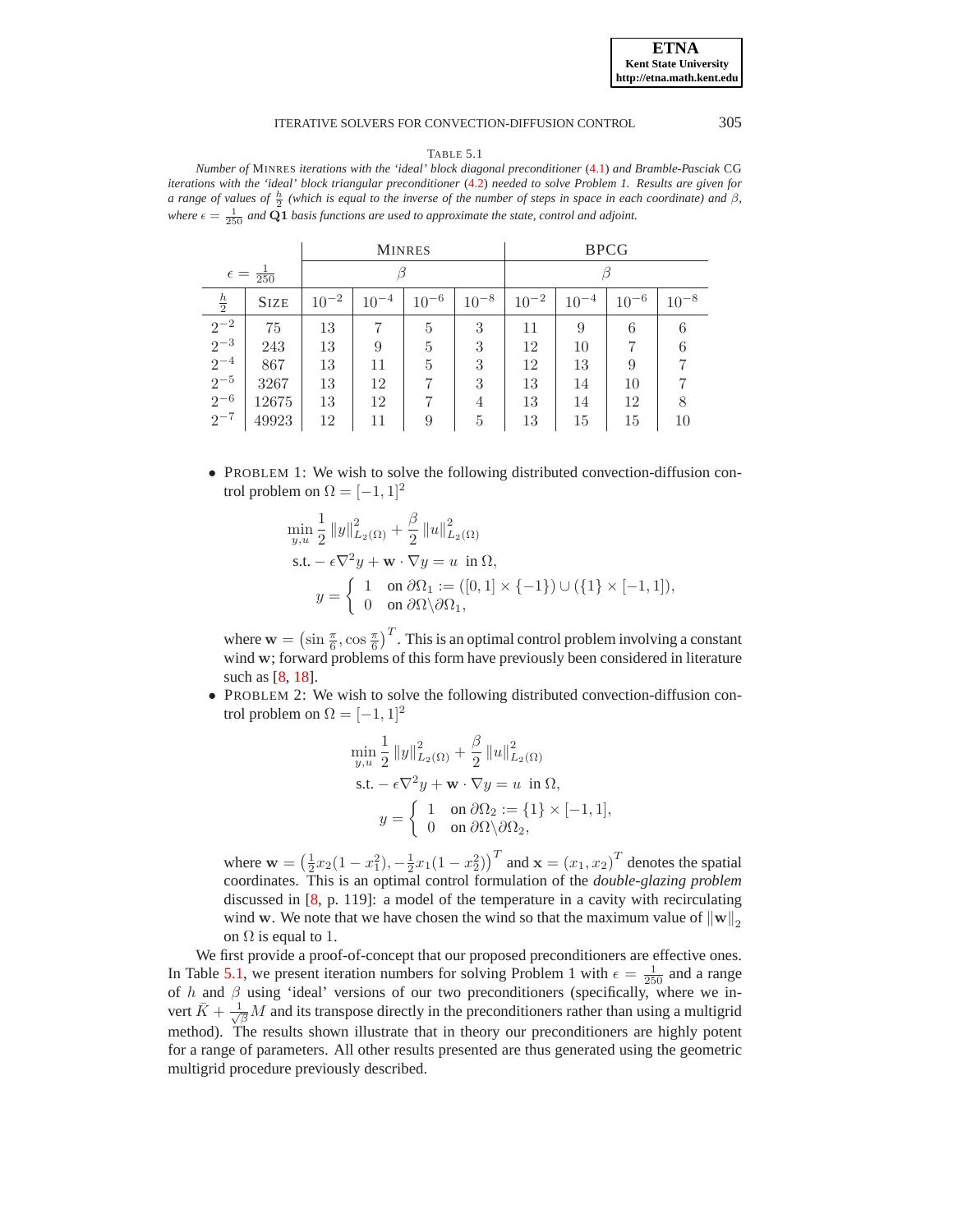TABLE 5.1

*Number of* MINRES *iterations with the 'ideal' block diagonal preconditioner* (4.1) *and Bramble-Pasciak* CG *iterations with the 'ideal' block triangular preconditioner* (4.2) *needed to solve Problem 1. Results are given for a range of values of $\frac{h}{2}$ (which is equal to the inverse of the number of steps in space in each coordinate) and $\beta$, where $\epsilon = \frac{1}{250}$ and $\mathbf{Q1}$ basis functions are used to approximate the state, control and adjoint.*

| $\epsilon = \frac{1}{250}$ | | MINRES | | | | BPCG | | | |
|---|---|---|---|---|---|---|---|---|---|
| | | $\beta$ | | | | $\beta$ | | | |
| $\frac{h}{2}$ | SIZE | $10^{-2}$ | $10^{-4}$ | $10^{-6}$ | $10^{-8}$ | $10^{-2}$ | $10^{-4}$ | $10^{-6}$ | $10^{-8}$ |
| $2^{-2}$ | 75 | 13 | 7 | 5 | 3 | 11 | 9 | 6 | 6 |
| $2^{-3}$ | 243 | 13 | 9 | 5 | 3 | 12 | 10 | 7 | 6 |
| $2^{-4}$ | 867 | 13 | 11 | 5 | 3 | 12 | 13 | 9 | 7 |
| $2^{-5}$ | 3267 | 13 | 12 | 7 | 3 | 13 | 14 | 10 | 7 |
| $2^{-6}$ | 12675 | 13 | 12 | 7 | 4 | 13 | 14 | 12 | 8 |
| $2^{-7}$ | 49923 | 12 | 11 | 9 | 5 | 13 | 15 | 15 | 10 |

- PROBLEM 1: We wish to solve the following distributed convection-diffusion control problem on $\Omega = [-1, 1]^2$

$$\min_{y,u} \frac{1}{2} \|y\|^2_{L_2(\Omega)} + \frac{\beta}{2} \|u\|^2_{L_2(\Omega)}$$
$$\text{s.t.} - \epsilon\nabla^2 y + \mathbf{w} \cdot \nabla y = u \ \text{ in } \Omega,$$
$$y = \begin{cases} 1 & \text{on } \partial\Omega_1 := ([0, 1] \times \{-1\}) \cup (\{1\} \times [-1, 1]), \\ 0 & \text{on } \partial\Omega \backslash \partial\Omega_1, \end{cases}$$

  where $\mathbf{w} = \left(\sin \frac{\pi}{6}, \cos \frac{\pi}{6}\right)^T$. This is an optimal control problem involving a constant wind $\mathbf{w}$; forward problems of this form have previously been considered in literature such as [8, 18].

- PROBLEM 2: We wish to solve the following distributed convection-diffusion control problem on $\Omega = [-1, 1]^2$

$$\min_{y,u} \frac{1}{2} \|y\|^2_{L_2(\Omega)} + \frac{\beta}{2} \|u\|^2_{L_2(\Omega)}$$
$$\text{s.t.} - \epsilon\nabla^2 y + \mathbf{w} \cdot \nabla y = u \ \text{ in } \Omega,$$
$$y = \begin{cases} 1 & \text{on } \partial\Omega_2 := \{1\} \times [-1, 1], \\ 0 & \text{on } \partial\Omega \backslash \partial\Omega_2, \end{cases}$$

  where $\mathbf{w} = \left(\frac{1}{2}x_2(1 - x_1^2), -\frac{1}{2}x_1(1 - x_2^2)\right)^T$ and $\mathbf{x} = (x_1, x_2)^T$ denotes the spatial coordinates. This is an optimal control formulation of the *double-glazing problem* discussed in [8, p. 119]: a model of the temperature in a cavity with recirculating wind $\mathbf{w}$. We note that we have chosen the wind so that the maximum value of $\|\mathbf{w}\|_2$ on $\Omega$ is equal to 1.

We first provide a proof-of-concept that our proposed preconditioners are effective ones. In Table 5.1, we present iteration numbers for solving Problem 1 with $\epsilon = \frac{1}{250}$ and a range of $h$ and $\beta$ using 'ideal' versions of our two preconditioners (specifically, where we invert $\bar{K} + \frac{1}{\sqrt{\beta}}M$ and its transpose directly in the preconditioners rather than using a multigrid method). The results shown illustrate that in theory our preconditioners are highly potent for a range of parameters. All other results presented are thus generated using the geometric multigrid procedure previously described.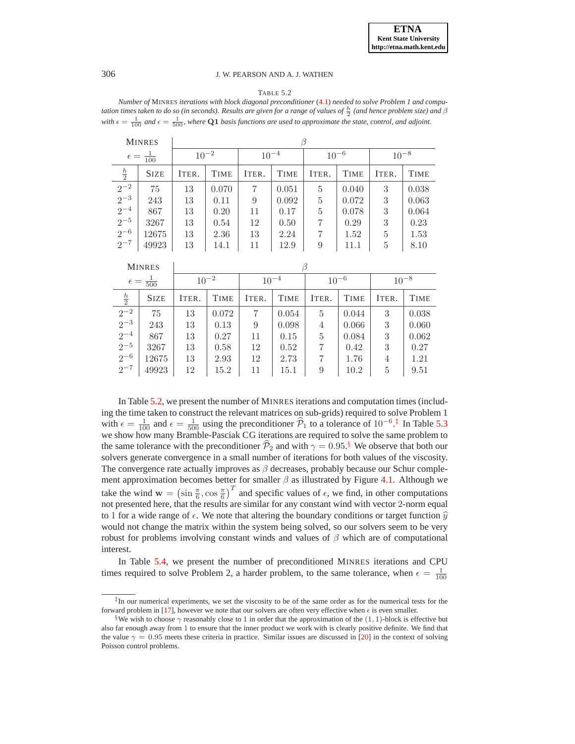TABLE 5.2

*Number of* MINRES *iterations with block diagonal preconditioner* (4.1) *needed to solve Problem 1 and computation times taken to do so (in seconds). Results are given for a range of values of $\frac{h}{2}$ (and hence problem size) and $\beta$ with $\epsilon = \frac{1}{100}$ and $\epsilon = \frac{1}{500}$, where* **Q1** *basis functions are used to approximate the state, control, and adjoint.*

| MINRES | | $\beta$ | | | | | | | |
|---|---|---|---|---|---|---|---|---|---|
| $\epsilon = \frac{1}{100}$ | | $10^{-2}$ | | $10^{-4}$ | | $10^{-6}$ | | $10^{-8}$ | |
| $\frac{h}{2}$ | SIZE | ITER. | TIME | ITER. | TIME | ITER. | TIME | ITER. | TIME |
| $2^{-2}$ | 75 | 13 | 0.070 | 7 | 0.051 | 5 | 0.040 | 3 | 0.038 |
| $2^{-3}$ | 243 | 13 | 0.11 | 9 | 0.092 | 5 | 0.072 | 3 | 0.063 |
| $2^{-4}$ | 867 | 13 | 0.20 | 11 | 0.17 | 5 | 0.078 | 3 | 0.064 |
| $2^{-5}$ | 3267 | 13 | 0.54 | 12 | 0.50 | 7 | 0.29 | 3 | 0.23 |
| $2^{-6}$ | 12675 | 13 | 2.36 | 13 | 2.24 | 7 | 1.52 | 5 | 1.53 |
| $2^{-7}$ | 49923 | 13 | 14.1 | 11 | 12.9 | 9 | 11.1 | 5 | 8.10 |

| MINRES | | $\beta$ | | | | | | | |
|---|---|---|---|---|---|---|---|---|---|
| $\epsilon = \frac{1}{500}$ | | $10^{-2}$ | | $10^{-4}$ | | $10^{-6}$ | | $10^{-8}$ | |
| $\frac{h}{2}$ | SIZE | ITER. | TIME | ITER. | TIME | ITER. | TIME | ITER. | TIME |
| $2^{-2}$ | 75 | 13 | 0.072 | 7 | 0.054 | 5 | 0.044 | 3 | 0.038 |
| $2^{-3}$ | 243 | 13 | 0.13 | 9 | 0.098 | 4 | 0.066 | 3 | 0.060 |
| $2^{-4}$ | 867 | 13 | 0.27 | 11 | 0.15 | 5 | 0.084 | 3 | 0.062 |
| $2^{-5}$ | 3267 | 13 | 0.58 | 12 | 0.52 | 7 | 0.42 | 3 | 0.27 |
| $2^{-6}$ | 12675 | 13 | 2.93 | 12 | 2.73 | 7 | 1.76 | 4 | 1.21 |
| $2^{-7}$ | 49923 | 12 | 15.2 | 11 | 15.1 | 9 | 10.2 | 5 | 9.51 |

In Table 5.2, we present the number of MINRES iterations and computation times (including the time taken to construct the relevant matrices on sub-grids) required to solve Problem 1 with $\epsilon = \frac{1}{100}$ and $\epsilon = \frac{1}{500}$ using the preconditioner $\widehat{\mathcal{P}}_1$ to a tolerance of $10^{-6}$.[‡] In Table 5.3 we show how many Bramble-Pasciak CG iterations are required to solve the same problem to the same tolerance with the preconditioner $\widehat{\mathcal{P}}_2$ and with $\gamma = 0.95$.[§] We observe that both our solvers generate convergence in a small number of iterations for both values of the viscosity. The convergence rate actually improves as $\beta$ decreases, probably because our Schur complement approximation becomes better for smaller $\beta$ as illustrated by Figure 4.1. Although we take the wind $\mathbf{w} = \left(\sin\frac{\pi}{6}, \cos\frac{\pi}{6}\right)^T$ and specific values of $\epsilon$, we find, in other computations not presented here, that the results are similar for any constant wind with vector 2-norm equal to 1 for a wide range of $\epsilon$. We note that altering the boundary conditions or target function $\widehat{y}$ would not change the matrix within the system being solved, so our solvers seem to be very robust for problems involving constant winds and values of $\beta$ which are of computational interest.

In Table 5.4, we present the number of preconditioned MINRES iterations and CPU times required to solve Problem 2, a harder problem, to the same tolerance, when $\epsilon = \frac{1}{100}$

[‡] In our numerical experiments, we set the viscosity to be of the same order as for the numerical tests for the forward problem in [17], however we note that our solvers are often very effective when $\epsilon$ is even smaller.

[§] We wish to choose $\gamma$ reasonably close to 1 in order that the approximation of the $(1, 1)$-block is effective but also far enough away from 1 to ensure that the inner product we work with is clearly positive definite. We find that the value $\gamma = 0.95$ meets these criteria in practice. Similar issues are discussed in [20] in the context of solving Poisson control problems.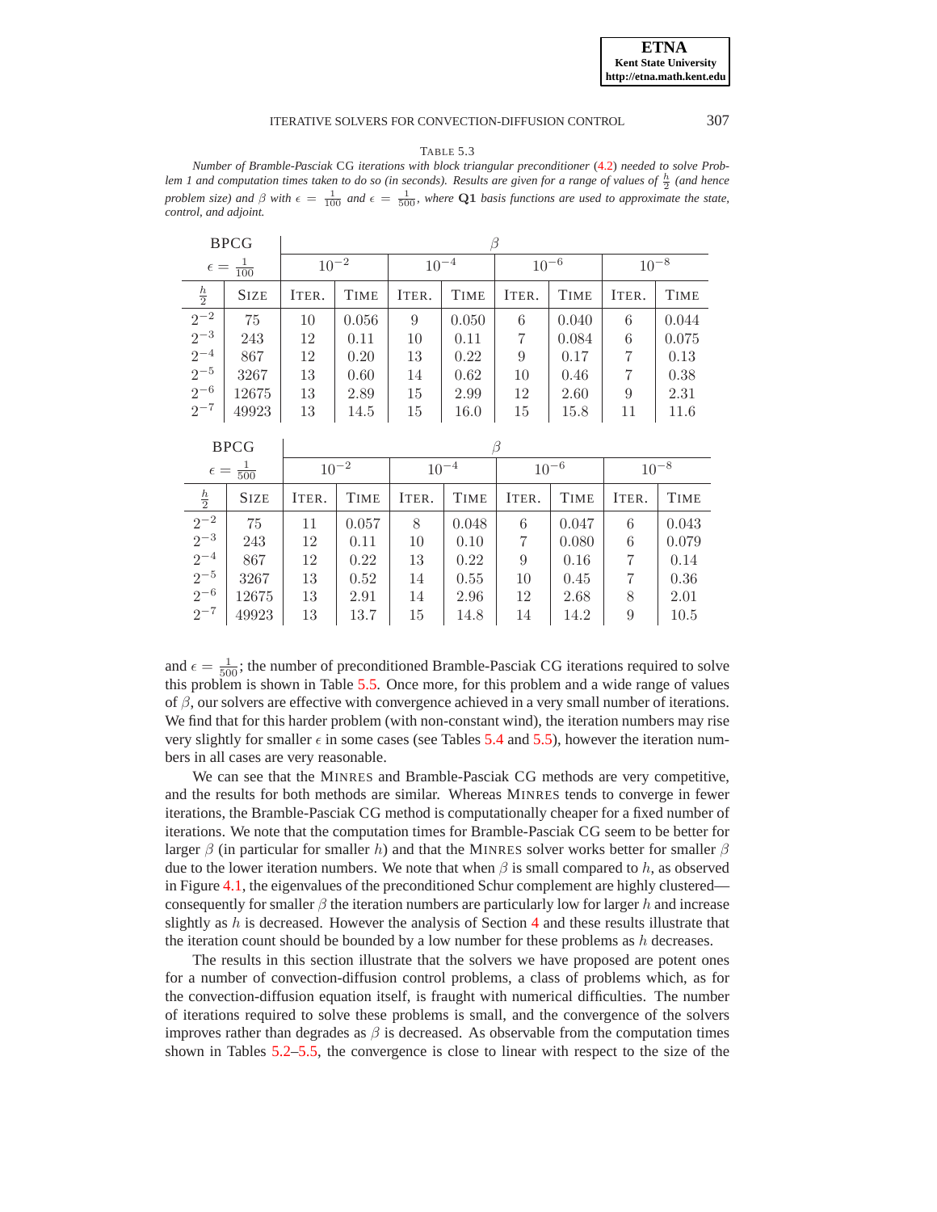TABLE 5.3

*Number of Bramble-Pasciak* CG *iterations with block triangular preconditioner* (4.2) *needed to solve Problem 1 and computation times taken to do so (in seconds). Results are given for a range of values of $\frac{h}{2}$ (and hence problem size) and $\beta$ with $\epsilon = \frac{1}{100}$ and $\epsilon = \frac{1}{500}$, where* **Q1** *basis functions are used to approximate the state, control, and adjoint.*

| BPCG | | $\beta$ | | | | | | | |
|---|---|---|---|---|---|---|---|---|---|
| $\epsilon = \frac{1}{100}$ | | $10^{-2}$ | | $10^{-4}$ | | $10^{-6}$ | | $10^{-8}$ | |
| $\frac{h}{2}$ | SIZE | ITER. | TIME | ITER. | TIME | ITER. | TIME | ITER. | TIME |
| $2^{-2}$ | 75 | 10 | 0.056 | 9 | 0.050 | 6 | 0.040 | 6 | 0.044 |
| $2^{-3}$ | 243 | 12 | 0.11 | 10 | 0.11 | 7 | 0.084 | 6 | 0.075 |
| $2^{-4}$ | 867 | 12 | 0.20 | 13 | 0.22 | 9 | 0.17 | 7 | 0.13 |
| $2^{-5}$ | 3267 | 13 | 0.60 | 14 | 0.62 | 10 | 0.46 | 7 | 0.38 |
| $2^{-6}$ | 12675 | 13 | 2.89 | 15 | 2.99 | 12 | 2.60 | 9 | 2.31 |
| $2^{-7}$ | 49923 | 13 | 14.5 | 15 | 16.0 | 15 | 15.8 | 11 | 11.6 |

| BPCG | | $\beta$ | | | | | | | |
|---|---|---|---|---|---|---|---|---|---|
| $\epsilon = \frac{1}{500}$ | | $10^{-2}$ | | $10^{-4}$ | | $10^{-6}$ | | $10^{-8}$ | |
| $\frac{h}{2}$ | SIZE | ITER. | TIME | ITER. | TIME | ITER. | TIME | ITER. | TIME |
| $2^{-2}$ | 75 | 11 | 0.057 | 8 | 0.048 | 6 | 0.047 | 6 | 0.043 |
| $2^{-3}$ | 243 | 12 | 0.11 | 10 | 0.10 | 7 | 0.080 | 6 | 0.079 |
| $2^{-4}$ | 867 | 12 | 0.22 | 13 | 0.22 | 9 | 0.16 | 7 | 0.14 |
| $2^{-5}$ | 3267 | 13 | 0.52 | 14 | 0.55 | 10 | 0.45 | 7 | 0.36 |
| $2^{-6}$ | 12675 | 13 | 2.91 | 14 | 2.96 | 12 | 2.68 | 8 | 2.01 |
| $2^{-7}$ | 49923 | 13 | 13.7 | 15 | 14.8 | 14 | 14.2 | 9 | 10.5 |

and $\epsilon = \frac{1}{500}$; the number of preconditioned Bramble-Pasciak CG iterations required to solve this problem is shown in Table 5.5. Once more, for this problem and a wide range of values of $\beta$, our solvers are effective with convergence achieved in a very small number of iterations. We find that for this harder problem (with non-constant wind), the iteration numbers may rise very slightly for smaller $\epsilon$ in some cases (see Tables 5.4 and 5.5), however the iteration numbers in all cases are very reasonable.

We can see that the MINRES and Bramble-Pasciak CG methods are very competitive, and the results for both methods are similar. Whereas MINRES tends to converge in fewer iterations, the Bramble-Pasciak CG method is computationally cheaper for a fixed number of iterations. We note that the computation times for Bramble-Pasciak CG seem to be better for larger $\beta$ (in particular for smaller $h$) and that the MINRES solver works better for smaller $\beta$ due to the lower iteration numbers. We note that when $\beta$ is small compared to $h$, as observed in Figure 4.1, the eigenvalues of the preconditioned Schur complement are highly clustered—consequently for smaller $\beta$ the iteration numbers are particularly low for larger $h$ and increase slightly as $h$ is decreased. However the analysis of Section 4 and these results illustrate that the iteration count should be bounded by a low number for these problems as $h$ decreases.

The results in this section illustrate that the solvers we have proposed are potent ones for a number of convection-diffusion control problems, a class of problems which, as for the convection-diffusion equation itself, is fraught with numerical difficulties. The number of iterations required to solve these problems is small, and the convergence of the solvers improves rather than degrades as $\beta$ is decreased. As observable from the computation times shown in Tables 5.2–5.5, the convergence is close to linear with respect to the size of the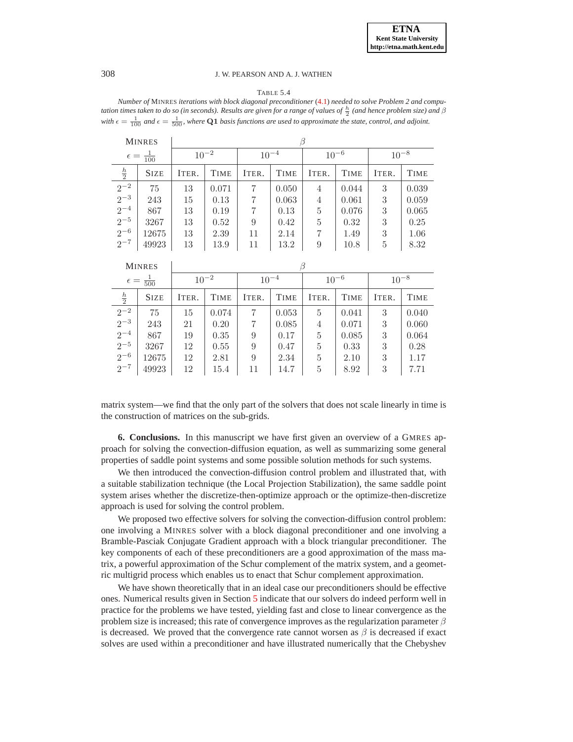TABLE 5.4

*Number of* MINRES *iterations with block diagonal preconditioner* (4.1) *needed to solve Problem 2 and computation times taken to do so (in seconds). Results are given for a range of values of $\frac{h}{2}$ (and hence problem size) and $\beta$ with $\epsilon = \frac{1}{100}$ and $\epsilon = \frac{1}{500}$, where* $\mathbf{Q1}$ *basis functions are used to approximate the state, control, and adjoint.*

| MINRES $\epsilon = \frac{1}{100}$ | | $\beta$ | | | | | | | |
|---|---|---|---|---|---|---|---|---|---|
| | | $10^{-2}$ | | $10^{-4}$ | | $10^{-6}$ | | $10^{-8}$ | |
| $\frac{h}{2}$ | SIZE | ITER. | TIME | ITER. | TIME | ITER. | TIME | ITER. | TIME |
| $2^{-2}$ | 75 | 13 | 0.071 | 7 | 0.050 | 4 | 0.044 | 3 | 0.039 |
| $2^{-3}$ | 243 | 15 | 0.13 | 7 | 0.063 | 4 | 0.061 | 3 | 0.059 |
| $2^{-4}$ | 867 | 13 | 0.19 | 7 | 0.13 | 5 | 0.076 | 3 | 0.065 |
| $2^{-5}$ | 3267 | 13 | 0.52 | 9 | 0.42 | 5 | 0.32 | 3 | 0.25 |
| $2^{-6}$ | 12675 | 13 | 2.39 | 11 | 2.14 | 7 | 1.49 | 3 | 1.06 |
| $2^{-7}$ | 49923 | 13 | 13.9 | 11 | 13.2 | 9 | 10.8 | 5 | 8.32 |

| MINRES $\epsilon = \frac{1}{500}$ | | $\beta$ | | | | | | | |
|---|---|---|---|---|---|---|---|---|---|
| | | $10^{-2}$ | | $10^{-4}$ | | $10^{-6}$ | | $10^{-8}$ | |
| $\frac{h}{2}$ | SIZE | ITER. | TIME | ITER. | TIME | ITER. | TIME | ITER. | TIME |
| $2^{-2}$ | 75 | 15 | 0.074 | 7 | 0.053 | 5 | 0.041 | 3 | 0.040 |
| $2^{-3}$ | 243 | 21 | 0.20 | 7 | 0.085 | 4 | 0.071 | 3 | 0.060 |
| $2^{-4}$ | 867 | 19 | 0.35 | 9 | 0.17 | 5 | 0.085 | 3 | 0.064 |
| $2^{-5}$ | 3267 | 12 | 0.55 | 9 | 0.47 | 5 | 0.33 | 3 | 0.28 |
| $2^{-6}$ | 12675 | 12 | 2.81 | 9 | 2.34 | 5 | 2.10 | 3 | 1.17 |
| $2^{-7}$ | 49923 | 12 | 15.4 | 11 | 14.7 | 5 | 8.92 | 3 | 7.71 |

matrix system—we find that the only part of the solvers that does not scale linearly in time is the construction of matrices on the sub-grids.

**6. Conclusions.** In this manuscript we have first given an overview of a GMRES approach for solving the convection-diffusion equation, as well as summarizing some general properties of saddle point systems and some possible solution methods for such systems.

We then introduced the convection-diffusion control problem and illustrated that, with a suitable stabilization technique (the Local Projection Stabilization), the same saddle point system arises whether the discretize-then-optimize approach or the optimize-then-discretize approach is used for solving the control problem.

We proposed two effective solvers for solving the convection-diffusion control problem: one involving a MINRES solver with a block diagonal preconditioner and one involving a Bramble-Pasciak Conjugate Gradient approach with a block triangular preconditioner. The key components of each of these preconditioners are a good approximation of the mass matrix, a powerful approximation of the Schur complement of the matrix system, and a geometric multigrid process which enables us to enact that Schur complement approximation.

We have shown theoretically that in an ideal case our preconditioners should be effective ones. Numerical results given in Section 5 indicate that our solvers do indeed perform well in practice for the problems we have tested, yielding fast and close to linear convergence as the problem size is increased; this rate of convergence improves as the regularization parameter $\beta$ is decreased. We proved that the convergence rate cannot worsen as $\beta$ is decreased if exact solves are used within a preconditioner and have illustrated numerically that the Chebyshev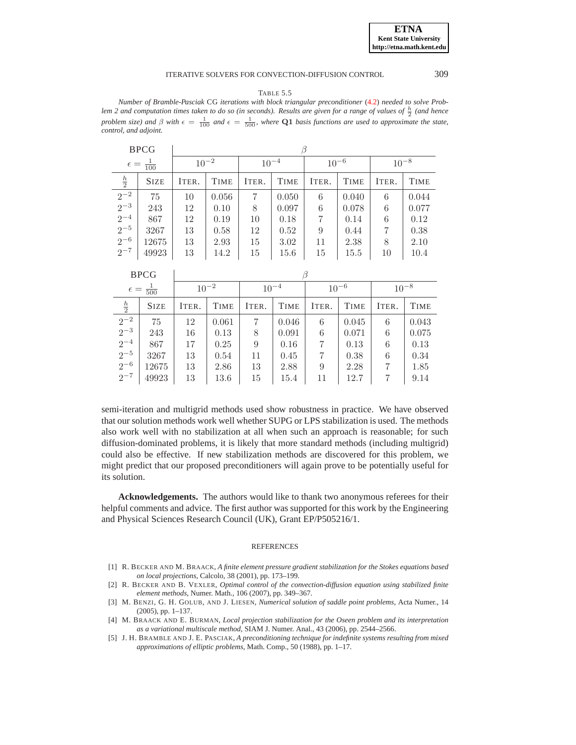TABLE 5.5

*Number of Bramble-Pasciak* CG *iterations with block triangular preconditioner* (4.2) *needed to solve Problem 2 and computation times taken to do so (in seconds). Results are given for a range of values of $\frac{h}{2}$ (and hence problem size) and $\beta$ with $\epsilon = \frac{1}{100}$ and $\epsilon = \frac{1}{500}$, where* $\mathbf{Q1}$ *basis functions are used to approximate the state, control, and adjoint.*

| BPCG | | $\beta$ | | | | | | | |
|---|---|---|---|---|---|---|---|---|---|
| $\epsilon = \frac{1}{100}$ | | $10^{-2}$ | | $10^{-4}$ | | $10^{-6}$ | | $10^{-8}$ | |
| $\frac{h}{2}$ | SIZE | ITER. | TIME | ITER. | TIME | ITER. | TIME | ITER. | TIME |
| $2^{-2}$ | 75 | 10 | 0.056 | 7 | 0.050 | 6 | 0.040 | 6 | 0.044 |
| $2^{-3}$ | 243 | 12 | 0.10 | 8 | 0.097 | 6 | 0.078 | 6 | 0.077 |
| $2^{-4}$ | 867 | 12 | 0.19 | 10 | 0.18 | 7 | 0.14 | 6 | 0.12 |
| $2^{-5}$ | 3267 | 13 | 0.58 | 12 | 0.52 | 9 | 0.44 | 7 | 0.38 |
| $2^{-6}$ | 12675 | 13 | 2.93 | 15 | 3.02 | 11 | 2.38 | 8 | 2.10 |
| $2^{-7}$ | 49923 | 13 | 14.2 | 15 | 15.6 | 15 | 15.5 | 10 | 10.4 |

| BPCG | | $\beta$ | | | | | | | |
|---|---|---|---|---|---|---|---|---|---|
| $\epsilon = \frac{1}{500}$ | | $10^{-2}$ | | $10^{-4}$ | | $10^{-6}$ | | $10^{-8}$ | |
| $\frac{h}{2}$ | SIZE | ITER. | TIME | ITER. | TIME | ITER. | TIME | ITER. | TIME |
| $2^{-2}$ | 75 | 12 | 0.061 | 7 | 0.046 | 6 | 0.045 | 6 | 0.043 |
| $2^{-3}$ | 243 | 16 | 0.13 | 8 | 0.091 | 6 | 0.071 | 6 | 0.075 |
| $2^{-4}$ | 867 | 17 | 0.25 | 9 | 0.16 | 7 | 0.13 | 6 | 0.13 |
| $2^{-5}$ | 3267 | 13 | 0.54 | 11 | 0.45 | 7 | 0.38 | 6 | 0.34 |
| $2^{-6}$ | 12675 | 13 | 2.86 | 13 | 2.88 | 9 | 2.28 | 7 | 1.85 |
| $2^{-7}$ | 49923 | 13 | 13.6 | 15 | 15.4 | 11 | 12.7 | 7 | 9.14 |

semi-iteration and multigrid methods used show robustness in practice. We have observed that our solution methods work well whether SUPG or LPS stabilization is used. The methods also work well with no stabilization at all when such an approach is reasonable; for such diffusion-dominated problems, it is likely that more standard methods (including multigrid) could also be effective. If new stabilization methods are discovered for this problem, we might predict that our proposed preconditioners will again prove to be potentially useful for its solution.

**Acknowledgements.** The authors would like to thank two anonymous referees for their helpful comments and advice. The first author was supported for this work by the Engineering and Physical Sciences Research Council (UK), Grant EP/P505216/1.

## REFERENCES

[1] R. BECKER AND M. BRAACK, *A finite element pressure gradient stabilization for the Stokes equations based on local projections*, Calcolo, 38 (2001), pp. 173–199.

[2] R. BECKER AND B. VEXLER, *Optimal control of the convection-diffusion equation using stabilized finite element methods*, Numer. Math., 106 (2007), pp. 349–367.

[3] M. BENZI, G. H. GOLUB, AND J. LIESEN, *Numerical solution of saddle point problems*, Acta Numer., 14 (2005), pp. 1–137.

[4] M. BRAACK AND E. BURMAN, *Local projection stabilization for the Oseen problem and its interpretation as a variational multiscale method*, SIAM J. Numer. Anal., 43 (2006), pp. 2544–2566.

[5] J. H. BRAMBLE AND J. E. PASCIAK, *A preconditioning technique for indefinite systems resulting from mixed approximations of elliptic problems*, Math. Comp., 50 (1988), pp. 1–17.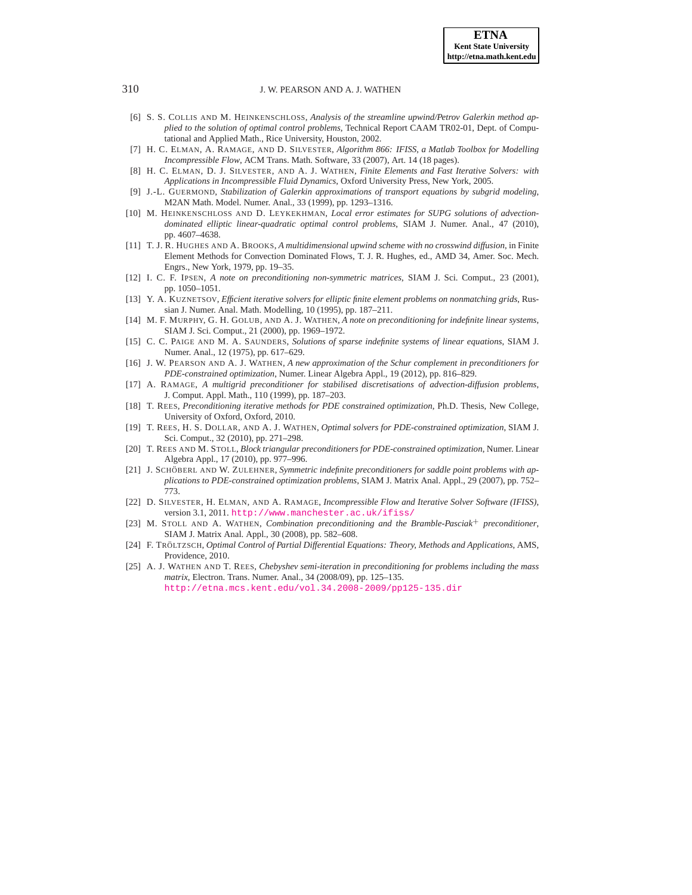[6] S. S. Collis and M. Heinkenschloss, *Analysis of the streamline upwind/Petrov Galerkin method applied to the solution of optimal control problems*, Technical Report CAAM TR02-01, Dept. of Computational and Applied Math., Rice University, Houston, 2002.

[7] H. C. Elman, A. Ramage, and D. Silvester, *Algorithm 866: IFISS, a Matlab Toolbox for Modelling Incompressible Flow*, ACM Trans. Math. Software, 33 (2007), Art. 14 (18 pages).

[8] H. C. Elman, D. J. Silvester, and A. J. Wathen, *Finite Elements and Fast Iterative Solvers: with Applications in Incompressible Fluid Dynamics*, Oxford University Press, New York, 2005.

[9] J.-L. Guermond, *Stabilization of Galerkin approximations of transport equations by subgrid modeling*, M2AN Math. Model. Numer. Anal., 33 (1999), pp. 1293–1316.

[10] M. Heinkenschloss and D. Leykekhman, *Local error estimates for SUPG solutions of advection-dominated elliptic linear-quadratic optimal control problems*, SIAM J. Numer. Anal., 47 (2010), pp. 4607–4638.

[11] T. J. R. Hughes and A. Brooks, *A multidimensional upwind scheme with no crosswind diffusion*, in Finite Element Methods for Convection Dominated Flows, T. J. R. Hughes, ed., AMD 34, Amer. Soc. Mech. Engrs., New York, 1979, pp. 19–35.

[12] I. C. F. Ipsen, *A note on preconditioning non-symmetric matrices*, SIAM J. Sci. Comput., 23 (2001), pp. 1050–1051.

[13] Y. A. Kuznetsov, *Efficient iterative solvers for elliptic finite element problems on nonmatching grids*, Russian J. Numer. Anal. Math. Modelling, 10 (1995), pp. 187–211.

[14] M. F. Murphy, G. H. Golub, and A. J. Wathen, *A note on preconditioning for indefinite linear systems*, SIAM J. Sci. Comput., 21 (2000), pp. 1969–1972.

[15] C. C. Paige and M. A. Saunders, *Solutions of sparse indefinite systems of linear equations*, SIAM J. Numer. Anal., 12 (1975), pp. 617–629.

[16] J. W. Pearson and A. J. Wathen, *A new approximation of the Schur complement in preconditioners for PDE-constrained optimization*, Numer. Linear Algebra Appl., 19 (2012), pp. 816–829.

[17] A. Ramage, *A multigrid preconditioner for stabilised discretisations of advection-diffusion problems*, J. Comput. Appl. Math., 110 (1999), pp. 187–203.

[18] T. Rees, *Preconditioning iterative methods for PDE constrained optimization*, Ph.D. Thesis, New College, University of Oxford, Oxford, 2010.

[19] T. Rees, H. S. Dollar, and A. J. Wathen, *Optimal solvers for PDE-constrained optimization*, SIAM J. Sci. Comput., 32 (2010), pp. 271–298.

[20] T. Rees and M. Stoll, *Block triangular preconditioners for PDE-constrained optimization*, Numer. Linear Algebra Appl., 17 (2010), pp. 977–996.

[21] J. Schöberl and W. Zulehner, *Symmetric indefinite preconditioners for saddle point problems with applications to PDE-constrained optimization problems*, SIAM J. Matrix Anal. Appl., 29 (2007), pp. 752–773.

[22] D. Silvester, H. Elman, and A. Ramage, *Incompressible Flow and Iterative Solver Software (IFISS)*, version 3.1, 2011. http://www.manchester.ac.uk/ifiss/

[23] M. Stoll and A. Wathen, *Combination preconditioning and the Bramble-Pasciak$^+$ preconditioner*, SIAM J. Matrix Anal. Appl., 30 (2008), pp. 582–608.

[24] F. Tröltzsch, *Optimal Control of Partial Differential Equations: Theory, Methods and Applications*, AMS, Providence, 2010.

[25] A. J. Wathen and T. Rees, *Chebyshev semi-iteration in preconditioning for problems including the mass matrix*, Electron. Trans. Numer. Anal., 34 (2008/09), pp. 125–135. http://etna.mcs.kent.edu/vol.34.2008-2009/pp125-135.dir